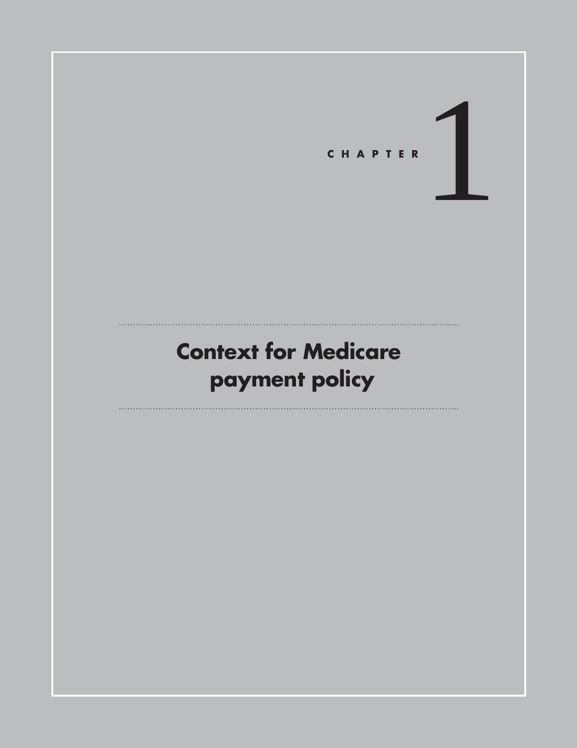# CHAPTER 1

## Context for Medicare payment policy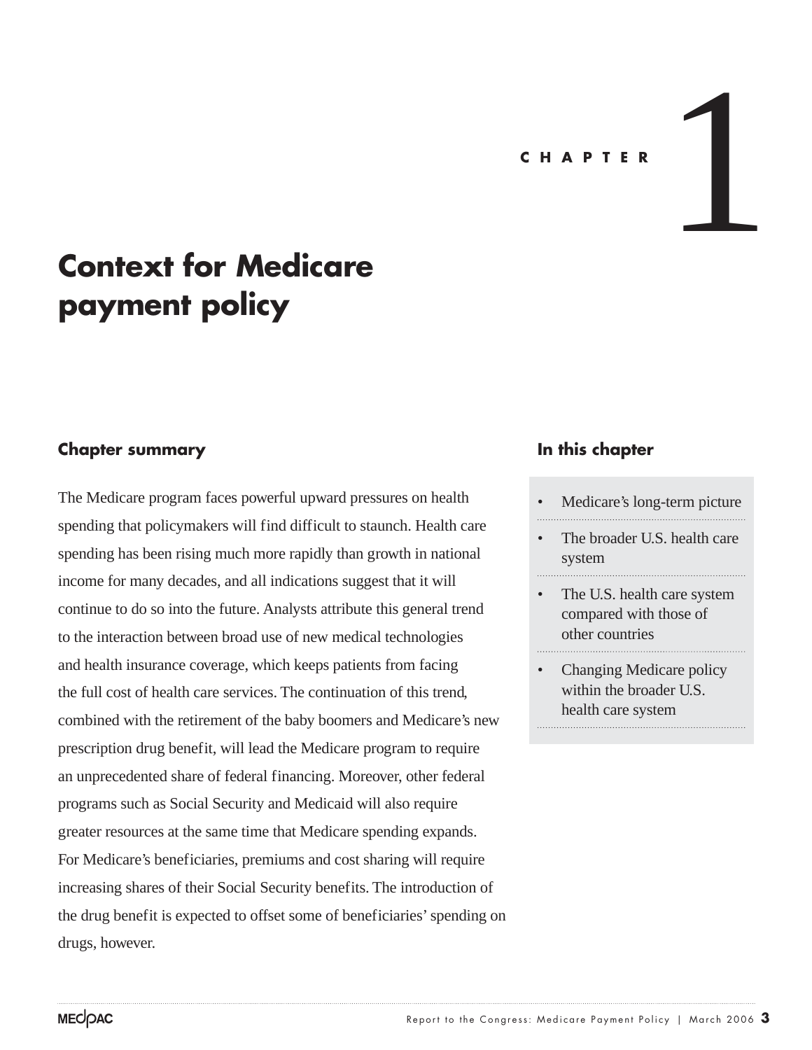# CHAPTER 1

# Context for Medicare payment policy

## Chapter summary

The Medicare program faces powerful upward pressures on health spending that policymakers will find difficult to staunch. Health care spending has been rising much more rapidly than growth in national income for many decades, and all indications suggest that it will continue to do so into the future. Analysts attribute this general trend to the interaction between broad use of new medical technologies and health insurance coverage, which keeps patients from facing the full cost of health care services. The continuation of this trend, combined with the retirement of the baby boomers and Medicare's new prescription drug benefit, will lead the Medicare program to require an unprecedented share of federal financing. Moreover, other federal programs such as Social Security and Medicaid will also require greater resources at the same time that Medicare spending expands. For Medicare's beneficiaries, premiums and cost sharing will require increasing shares of their Social Security benefits. The introduction of the drug benefit is expected to offset some of beneficiaries' spending on drugs, however.

## In this chapter

- Medicare's long-term picture
- The broader U.S. health care system
- The U.S. health care system compared with those of other countries
- Changing Medicare policy within the broader U.S. health care system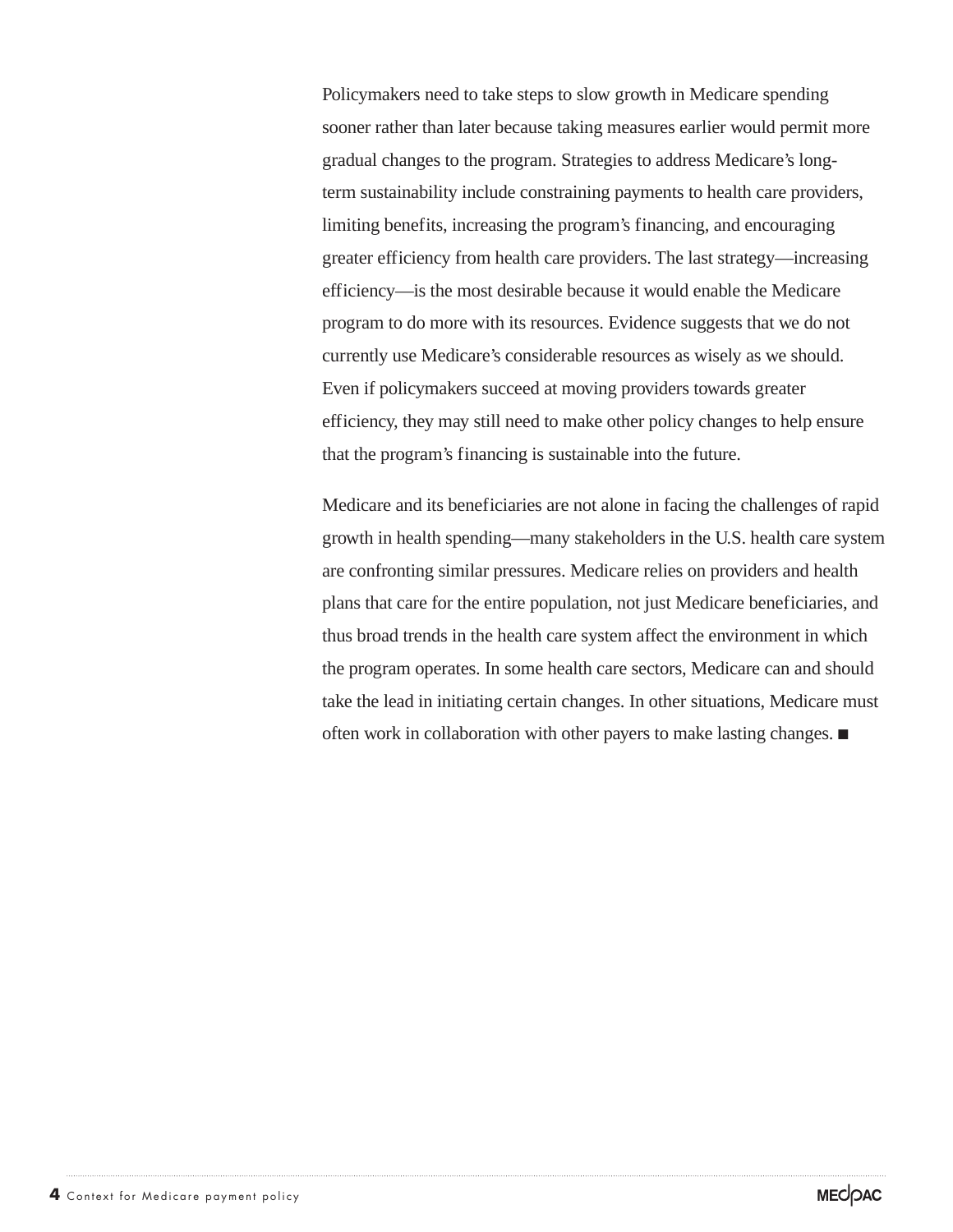Policymakers need to take steps to slow growth in Medicare spending sooner rather than later because taking measures earlier would permit more gradual changes to the program. Strategies to address Medicare's long-term sustainability include constraining payments to health care providers, limiting benefits, increasing the program's financing, and encouraging greater efficiency from health care providers. The last strategy—increasing efficiency—is the most desirable because it would enable the Medicare program to do more with its resources. Evidence suggests that we do not currently use Medicare's considerable resources as wisely as we should. Even if policymakers succeed at moving providers towards greater efficiency, they may still need to make other policy changes to help ensure that the program's financing is sustainable into the future.

Medicare and its beneficiaries are not alone in facing the challenges of rapid growth in health spending—many stakeholders in the U.S. health care system are confronting similar pressures. Medicare relies on providers and health plans that care for the entire population, not just Medicare beneficiaries, and thus broad trends in the health care system affect the environment in which the program operates. In some health care sectors, Medicare can and should take the lead in initiating certain changes. In other situations, Medicare must often work in collaboration with other payers to make lasting changes. ■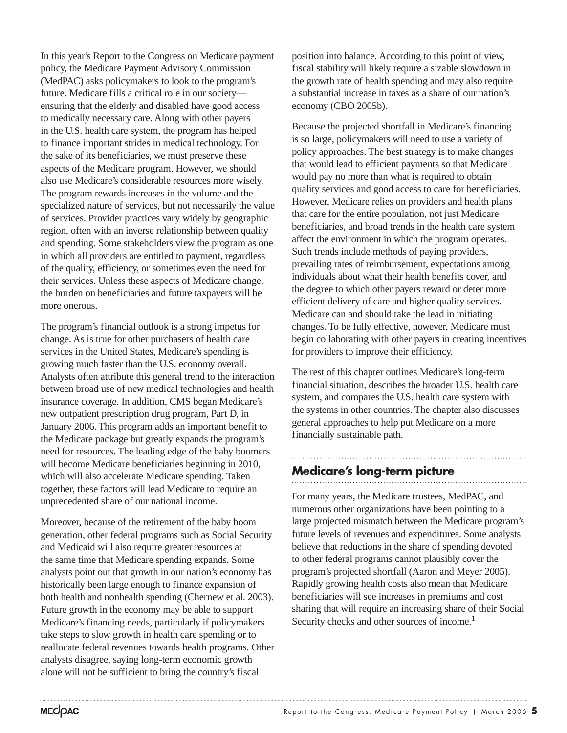In this year's Report to the Congress on Medicare payment policy, the Medicare Payment Advisory Commission (MedPAC) asks policymakers to look to the program's future. Medicare fills a critical role in our society—ensuring that the elderly and disabled have good access to medically necessary care. Along with other payers in the U.S. health care system, the program has helped to finance important strides in medical technology. For the sake of its beneficiaries, we must preserve these aspects of the Medicare program. However, we should also use Medicare's considerable resources more wisely. The program rewards increases in the volume and the specialized nature of services, but not necessarily the value of services. Provider practices vary widely by geographic region, often with an inverse relationship between quality and spending. Some stakeholders view the program as one in which all providers are entitled to payment, regardless of the quality, efficiency, or sometimes even the need for their services. Unless these aspects of Medicare change, the burden on beneficiaries and future taxpayers will be more onerous.

The program's financial outlook is a strong impetus for change. As is true for other purchasers of health care services in the United States, Medicare's spending is growing much faster than the U.S. economy overall. Analysts often attribute this general trend to the interaction between broad use of new medical technologies and health insurance coverage. In addition, CMS began Medicare's new outpatient prescription drug program, Part D, in January 2006. This program adds an important benefit to the Medicare package but greatly expands the program's need for resources. The leading edge of the baby boomers will become Medicare beneficiaries beginning in 2010, which will also accelerate Medicare spending. Taken together, these factors will lead Medicare to require an unprecedented share of our national income.

Moreover, because of the retirement of the baby boom generation, other federal programs such as Social Security and Medicaid will also require greater resources at the same time that Medicare spending expands. Some analysts point out that growth in our nation's economy has historically been large enough to finance expansion of both health and nonhealth spending (Chernew et al. 2003). Future growth in the economy may be able to support Medicare's financing needs, particularly if policymakers take steps to slow growth in health care spending or to reallocate federal revenues towards health programs. Other analysts disagree, saying long-term economic growth alone will not be sufficient to bring the country's fiscal position into balance. According to this point of view, fiscal stability will likely require a sizable slowdown in the growth rate of health spending and may also require a substantial increase in taxes as a share of our nation's economy (CBO 2005b).

Because the projected shortfall in Medicare's financing is so large, policymakers will need to use a variety of policy approaches. The best strategy is to make changes that would lead to efficient payments so that Medicare would pay no more than what is required to obtain quality services and good access to care for beneficiaries. However, Medicare relies on providers and health plans that care for the entire population, not just Medicare beneficiaries, and broad trends in the health care system affect the environment in which the program operates. Such trends include methods of paying providers, prevailing rates of reimbursement, expectations among individuals about what their health benefits cover, and the degree to which other payers reward or deter more efficient delivery of care and higher quality services. Medicare can and should take the lead in initiating changes. To be fully effective, however, Medicare must begin collaborating with other payers in creating incentives for providers to improve their efficiency.

The rest of this chapter outlines Medicare's long-term financial situation, describes the broader U.S. health care system, and compares the U.S. health care system with the systems in other countries. The chapter also discusses general approaches to help put Medicare on a more financially sustainable path.

## Medicare's long-term picture

For many years, the Medicare trustees, MedPAC, and numerous other organizations have been pointing to a large projected mismatch between the Medicare program's future levels of revenues and expenditures. Some analysts believe that reductions in the share of spending devoted to other federal programs cannot plausibly cover the program's projected shortfall (Aaron and Meyer 2005). Rapidly growing health costs also mean that Medicare beneficiaries will see increases in premiums and cost sharing that will require an increasing share of their Social Security checks and other sources of income.[1]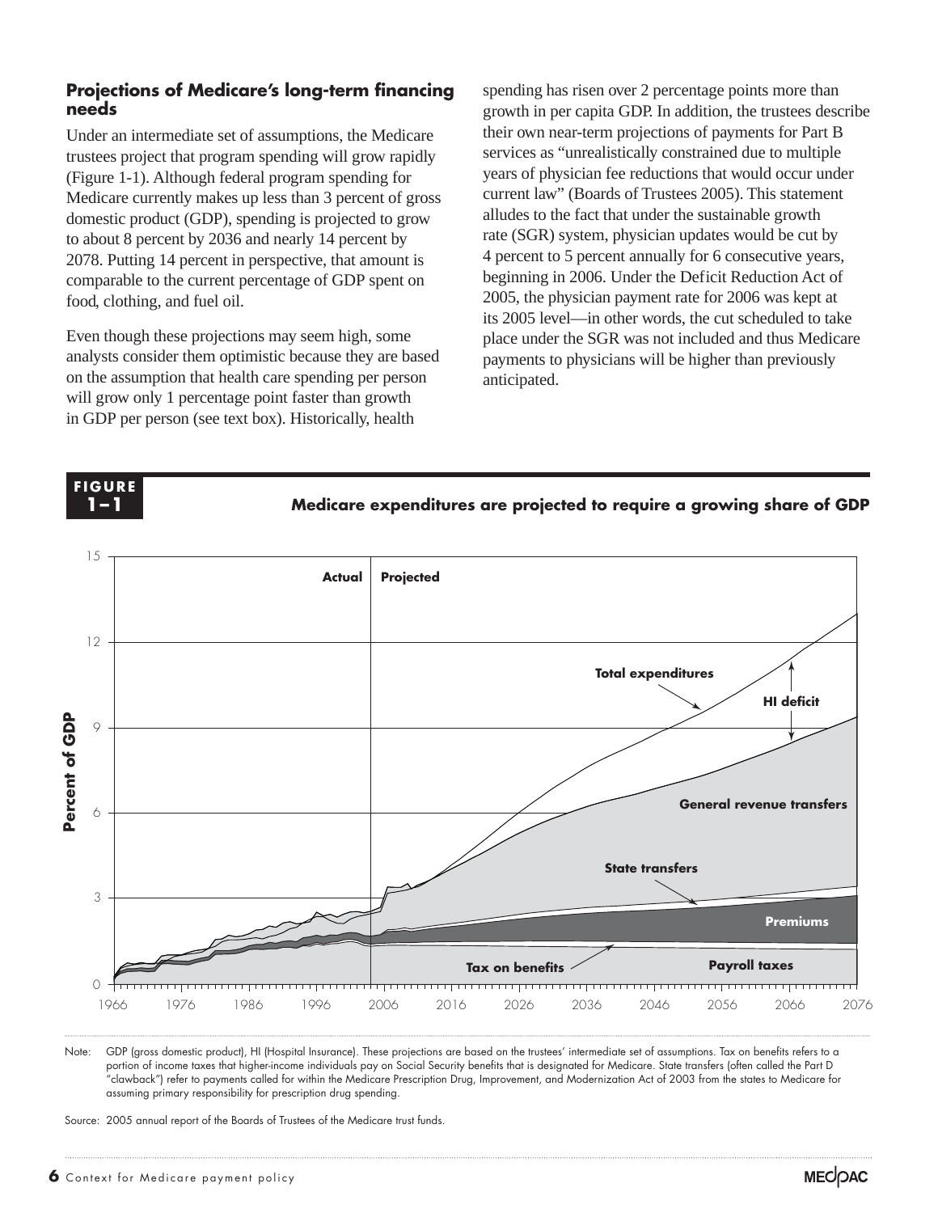### Projections of Medicare's long-term financing needs

Under an intermediate set of assumptions, the Medicare trustees project that program spending will grow rapidly (Figure 1-1). Although federal program spending for Medicare currently makes up less than 3 percent of gross domestic product (GDP), spending is projected to grow to about 8 percent by 2036 and nearly 14 percent by 2078. Putting 14 percent in perspective, that amount is comparable to the current percentage of GDP spent on food, clothing, and fuel oil.

Even though these projections may seem high, some analysts consider them optimistic because they are based on the assumption that health care spending per person will grow only 1 percentage point faster than growth in GDP per person (see text box). Historically, health spending has risen over 2 percentage points more than growth in per capita GDP. In addition, the trustees describe their own near-term projections of payments for Part B services as "unrealistically constrained due to multiple years of physician fee reductions that would occur under current law" (Boards of Trustees 2005). This statement alludes to the fact that under the sustainable growth rate (SGR) system, physician updates would be cut by 4 percent to 5 percent annually for 6 consecutive years, beginning in 2006. Under the Deficit Reduction Act of 2005, the physician payment rate for 2006 was kept at its 2005 level—in other words, the cut scheduled to take place under the SGR was not included and thus Medicare payments to physicians will be higher than previously anticipated.

**FIGURE 1–1**

**Medicare expenditures are projected to require a growing share of GDP**

Note: GDP (gross domestic product), HI (Hospital Insurance). These projections are based on the trustees' intermediate set of assumptions. Tax on benefits refers to a portion of income taxes that higher-income individuals pay on Social Security benefits that is designated for Medicare. State transfers (often called the Part D "clawback") refer to payments called for within the Medicare Prescription Drug, Improvement, and Modernization Act of 2003 from the states to Medicare for assuming primary responsibility for prescription drug spending.

Source: 2005 annual report of the Boards of Trustees of the Medicare trust funds.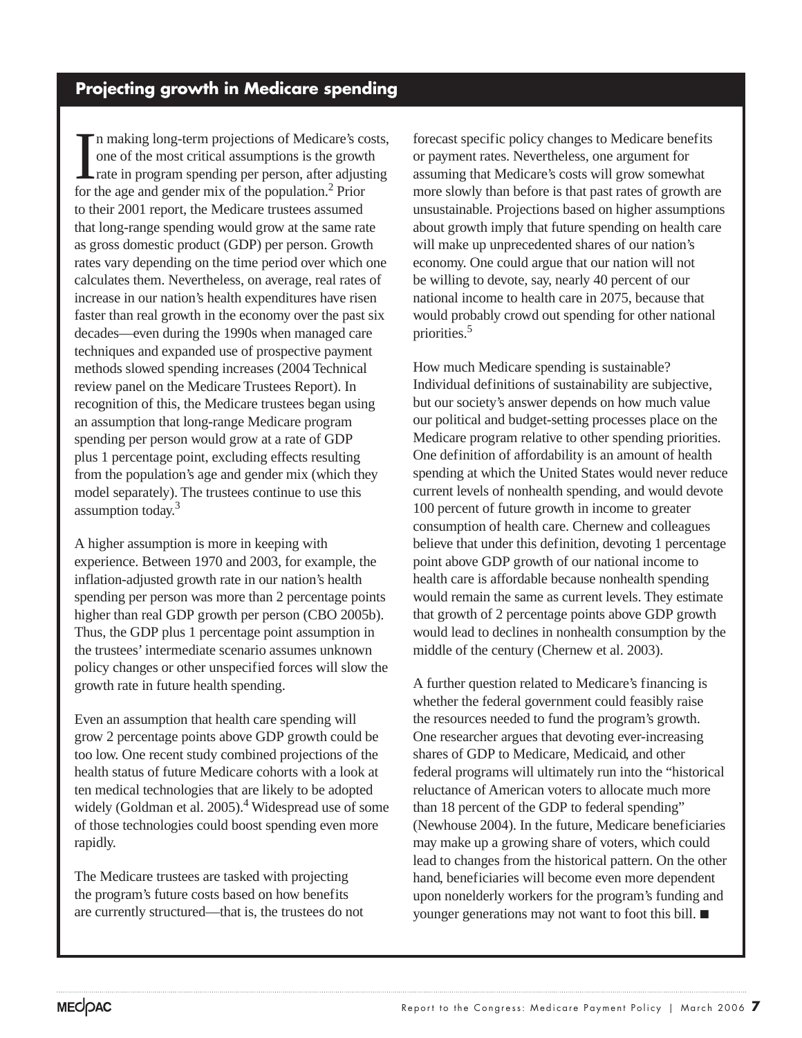## Projecting growth in Medicare spending

In making long-term projections of Medicare's costs, one of the most critical assumptions is the growth rate in program spending per person, after adjusting for the age and gender mix of the population.[2] Prior to their 2001 report, the Medicare trustees assumed that long-range spending would grow at the same rate as gross domestic product (GDP) per person. Growth rates vary depending on the time period over which one calculates them. Nevertheless, on average, real rates of increase in our nation's health expenditures have risen faster than real growth in the economy over the past six decades—even during the 1990s when managed care techniques and expanded use of prospective payment methods slowed spending increases (2004 Technical review panel on the Medicare Trustees Report). In recognition of this, the Medicare trustees began using an assumption that long-range Medicare program spending per person would grow at a rate of GDP plus 1 percentage point, excluding effects resulting from the population's age and gender mix (which they model separately). The trustees continue to use this assumption today.[3]

A higher assumption is more in keeping with experience. Between 1970 and 2003, for example, the inflation-adjusted growth rate in our nation's health spending per person was more than 2 percentage points higher than real GDP growth per person (CBO 2005b). Thus, the GDP plus 1 percentage point assumption in the trustees' intermediate scenario assumes unknown policy changes or other unspecified forces will slow the growth rate in future health spending.

Even an assumption that health care spending will grow 2 percentage points above GDP growth could be too low. One recent study combined projections of the health status of future Medicare cohorts with a look at ten medical technologies that are likely to be adopted widely (Goldman et al. 2005).[4] Widespread use of some of those technologies could boost spending even more rapidly.

The Medicare trustees are tasked with projecting the program's future costs based on how benefits are currently structured—that is, the trustees do not forecast specific policy changes to Medicare benefits or payment rates. Nevertheless, one argument for assuming that Medicare's costs will grow somewhat more slowly than before is that past rates of growth are unsustainable. Projections based on higher assumptions about growth imply that future spending on health care will make up unprecedented shares of our nation's economy. One could argue that our nation will not be willing to devote, say, nearly 40 percent of our national income to health care in 2075, because that would probably crowd out spending for other national priorities.[5]

How much Medicare spending is sustainable? Individual definitions of sustainability are subjective, but our society's answer depends on how much value our political and budget-setting processes place on the Medicare program relative to other spending priorities. One definition of affordability is an amount of health spending at which the United States would never reduce current levels of nonhealth spending, and would devote 100 percent of future growth in income to greater consumption of health care. Chernew and colleagues believe that under this definition, devoting 1 percentage point above GDP growth of our national income to health care is affordable because nonhealth spending would remain the same as current levels. They estimate that growth of 2 percentage points above GDP growth would lead to declines in nonhealth consumption by the middle of the century (Chernew et al. 2003).

A further question related to Medicare's financing is whether the federal government could feasibly raise the resources needed to fund the program's growth. One researcher argues that devoting ever-increasing shares of GDP to Medicare, Medicaid, and other federal programs will ultimately run into the "historical reluctance of American voters to allocate much more than 18 percent of the GDP to federal spending" (Newhouse 2004). In the future, Medicare beneficiaries may make up a growing share of voters, which could lead to changes from the historical pattern. On the other hand, beneficiaries will become even more dependent upon nonelderly workers for the program's funding and younger generations may not want to foot this bill. ■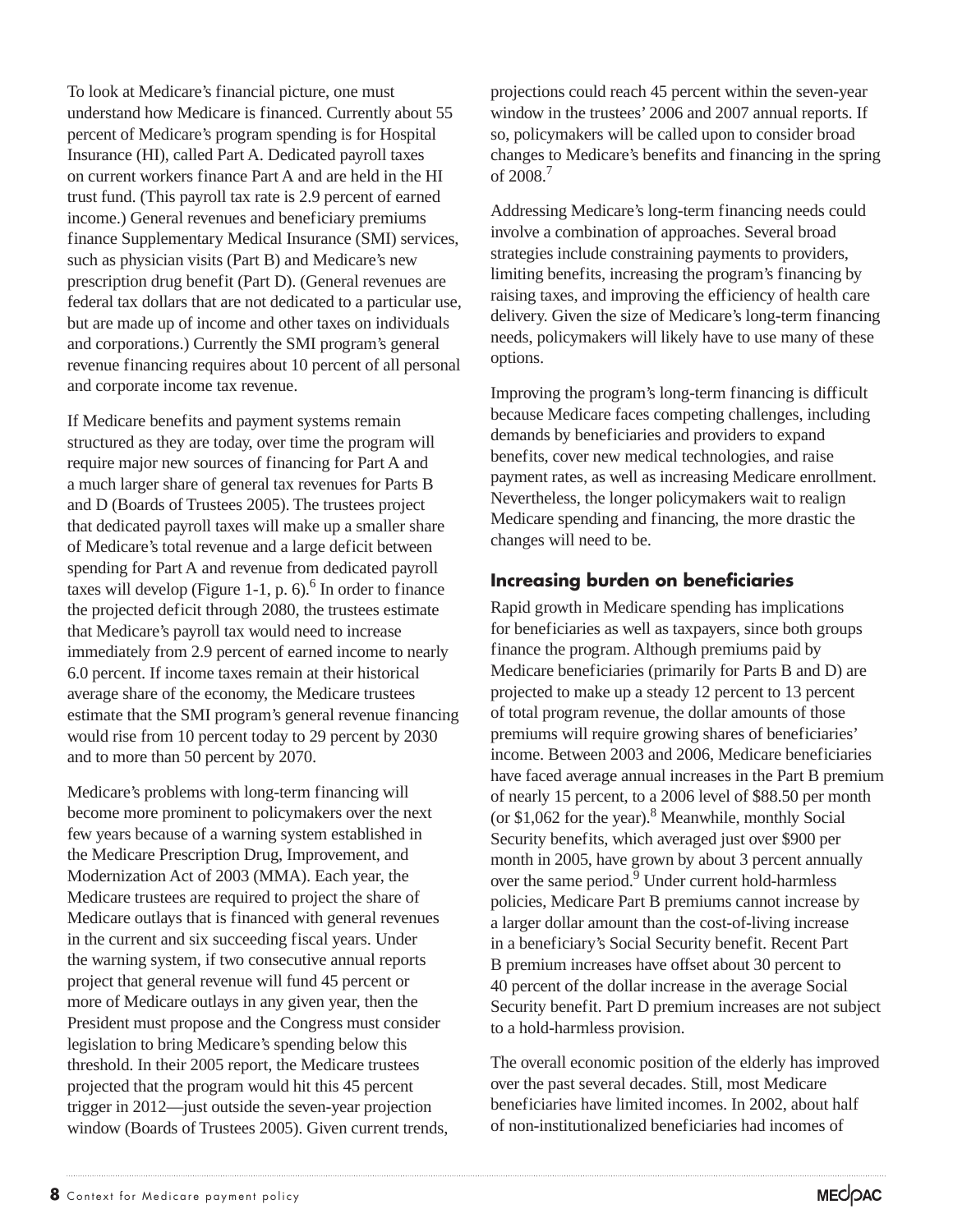To look at Medicare's financial picture, one must understand how Medicare is financed. Currently about 55 percent of Medicare's program spending is for Hospital Insurance (HI), called Part A. Dedicated payroll taxes on current workers finance Part A and are held in the HI trust fund. (This payroll tax rate is 2.9 percent of earned income.) General revenues and beneficiary premiums finance Supplementary Medical Insurance (SMI) services, such as physician visits (Part B) and Medicare's new prescription drug benefit (Part D). (General revenues are federal tax dollars that are not dedicated to a particular use, but are made up of income and other taxes on individuals and corporations.) Currently the SMI program's general revenue financing requires about 10 percent of all personal and corporate income tax revenue.

If Medicare benefits and payment systems remain structured as they are today, over time the program will require major new sources of financing for Part A and a much larger share of general tax revenues for Parts B and D (Boards of Trustees 2005). The trustees project that dedicated payroll taxes will make up a smaller share of Medicare's total revenue and a large deficit between spending for Part A and revenue from dedicated payroll taxes will develop (Figure 1-1, p. 6).[6] In order to finance the projected deficit through 2080, the trustees estimate that Medicare's payroll tax would need to increase immediately from 2.9 percent of earned income to nearly 6.0 percent. If income taxes remain at their historical average share of the economy, the Medicare trustees estimate that the SMI program's general revenue financing would rise from 10 percent today to 29 percent by 2030 and to more than 50 percent by 2070.

Medicare's problems with long-term financing will become more prominent to policymakers over the next few years because of a warning system established in the Medicare Prescription Drug, Improvement, and Modernization Act of 2003 (MMA). Each year, the Medicare trustees are required to project the share of Medicare outlays that is financed with general revenues in the current and six succeeding fiscal years. Under the warning system, if two consecutive annual reports project that general revenue will fund 45 percent or more of Medicare outlays in any given year, then the President must propose and the Congress must consider legislation to bring Medicare's spending below this threshold. In their 2005 report, the Medicare trustees projected that the program would hit this 45 percent trigger in 2012—just outside the seven-year projection window (Boards of Trustees 2005). Given current trends, projections could reach 45 percent within the seven-year window in the trustees' 2006 and 2007 annual reports. If so, policymakers will be called upon to consider broad changes to Medicare's benefits and financing in the spring of 2008.[7]

Addressing Medicare's long-term financing needs could involve a combination of approaches. Several broad strategies include constraining payments to providers, limiting benefits, increasing the program's financing by raising taxes, and improving the efficiency of health care delivery. Given the size of Medicare's long-term financing needs, policymakers will likely have to use many of these options.

Improving the program's long-term financing is difficult because Medicare faces competing challenges, including demands by beneficiaries and providers to expand benefits, cover new medical technologies, and raise payment rates, as well as increasing Medicare enrollment. Nevertheless, the longer policymakers wait to realign Medicare spending and financing, the more drastic the changes will need to be.

### Increasing burden on beneficiaries

Rapid growth in Medicare spending has implications for beneficiaries as well as taxpayers, since both groups finance the program. Although premiums paid by Medicare beneficiaries (primarily for Parts B and D) are projected to make up a steady 12 percent to 13 percent of total program revenue, the dollar amounts of those premiums will require growing shares of beneficiaries' income. Between 2003 and 2006, Medicare beneficiaries have faced average annual increases in the Part B premium of nearly 15 percent, to a 2006 level of $88.50 per month (or $1,062 for the year).[8] Meanwhile, monthly Social Security benefits, which averaged just over $900 per month in 2005, have grown by about 3 percent annually over the same period.[9] Under current hold-harmless policies, Medicare Part B premiums cannot increase by a larger dollar amount than the cost-of-living increase in a beneficiary's Social Security benefit. Recent Part B premium increases have offset about 30 percent to 40 percent of the dollar increase in the average Social Security benefit. Part D premium increases are not subject to a hold-harmless provision.

The overall economic position of the elderly has improved over the past several decades. Still, most Medicare beneficiaries have limited incomes. In 2002, about half of non-institutionalized beneficiaries had incomes of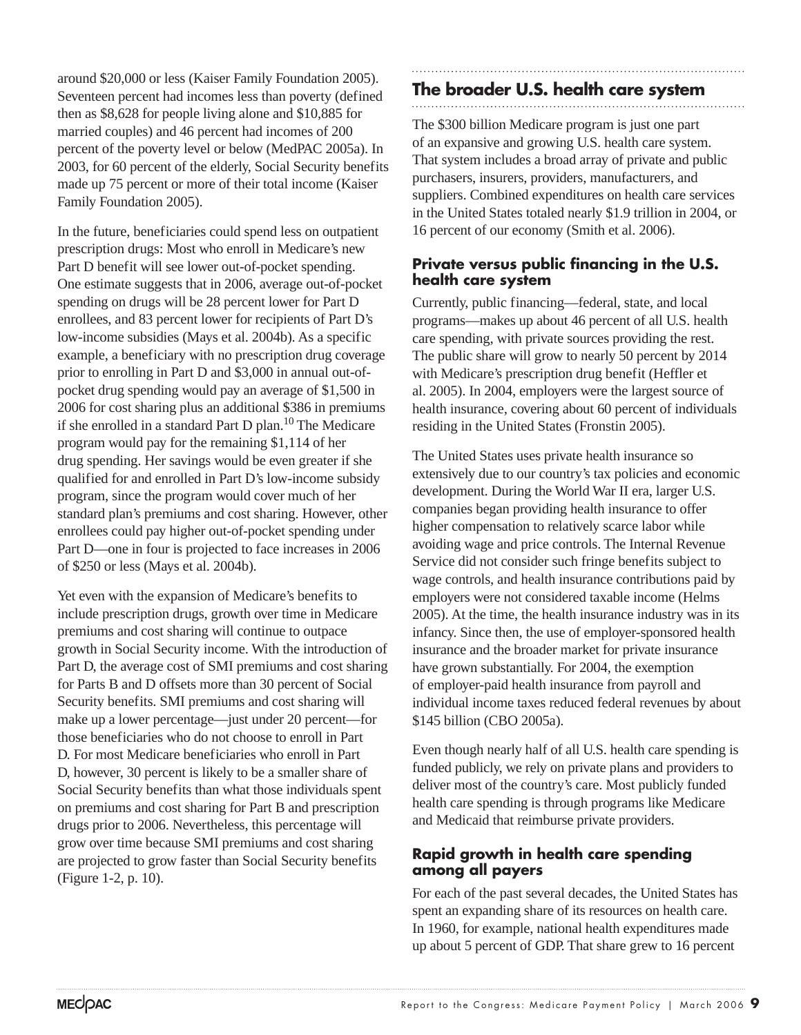around $20,000 or less (Kaiser Family Foundation 2005). Seventeen percent had incomes less than poverty (defined then as $8,628 for people living alone and $10,885 for married couples) and 46 percent had incomes of 200 percent of the poverty level or below (MedPAC 2005a). In 2003, for 60 percent of the elderly, Social Security benefits made up 75 percent or more of their total income (Kaiser Family Foundation 2005).

In the future, beneficiaries could spend less on outpatient prescription drugs: Most who enroll in Medicare's new Part D benefit will see lower out-of-pocket spending. One estimate suggests that in 2006, average out-of-pocket spending on drugs will be 28 percent lower for Part D enrollees, and 83 percent lower for recipients of Part D's low-income subsidies (Mays et al. 2004b). As a specific example, a beneficiary with no prescription drug coverage prior to enrolling in Part D and $3,000 in annual out-of-pocket drug spending would pay an average of $1,500 in 2006 for cost sharing plus an additional $386 in premiums if she enrolled in a standard Part D plan.[10] The Medicare program would pay for the remaining $1,114 of her drug spending. Her savings would be even greater if she qualified for and enrolled in Part D's low-income subsidy program, since the program would cover much of her standard plan's premiums and cost sharing. However, other enrollees could pay higher out-of-pocket spending under Part D—one in four is projected to face increases in 2006 of $250 or less (Mays et al. 2004b).

Yet even with the expansion of Medicare's benefits to include prescription drugs, growth over time in Medicare premiums and cost sharing will continue to outpace growth in Social Security income. With the introduction of Part D, the average cost of SMI premiums and cost sharing for Parts B and D offsets more than 30 percent of Social Security benefits. SMI premiums and cost sharing will make up a lower percentage—just under 20 percent—for those beneficiaries who do not choose to enroll in Part D. For most Medicare beneficiaries who enroll in Part D, however, 30 percent is likely to be a smaller share of Social Security benefits than what those individuals spent on premiums and cost sharing for Part B and prescription drugs prior to 2006. Nevertheless, this percentage will grow over time because SMI premiums and cost sharing are projected to grow faster than Social Security benefits (Figure 1-2, p. 10).

## The broader U.S. health care system

The $300 billion Medicare program is just one part of an expansive and growing U.S. health care system. That system includes a broad array of private and public purchasers, insurers, providers, manufacturers, and suppliers. Combined expenditures on health care services in the United States totaled nearly $1.9 trillion in 2004, or 16 percent of our economy (Smith et al. 2006).

### Private versus public financing in the U.S. health care system

Currently, public financing—federal, state, and local programs—makes up about 46 percent of all U.S. health care spending, with private sources providing the rest. The public share will grow to nearly 50 percent by 2014 with Medicare's prescription drug benefit (Heffler et al. 2005). In 2004, employers were the largest source of health insurance, covering about 60 percent of individuals residing in the United States (Fronstin 2005).

The United States uses private health insurance so extensively due to our country's tax policies and economic development. During the World War II era, larger U.S. companies began providing health insurance to offer higher compensation to relatively scarce labor while avoiding wage and price controls. The Internal Revenue Service did not consider such fringe benefits subject to wage controls, and health insurance contributions paid by employers were not considered taxable income (Helms 2005). At the time, the health insurance industry was in its infancy. Since then, the use of employer-sponsored health insurance and the broader market for private insurance have grown substantially. For 2004, the exemption of employer-paid health insurance from payroll and individual income taxes reduced federal revenues by about $145 billion (CBO 2005a).

Even though nearly half of all U.S. health care spending is funded publicly, we rely on private plans and providers to deliver most of the country's care. Most publicly funded health care spending is through programs like Medicare and Medicaid that reimburse private providers.

### Rapid growth in health care spending among all payers

For each of the past several decades, the United States has spent an expanding share of its resources on health care. In 1960, for example, national health expenditures made up about 5 percent of GDP. That share grew to 16 percent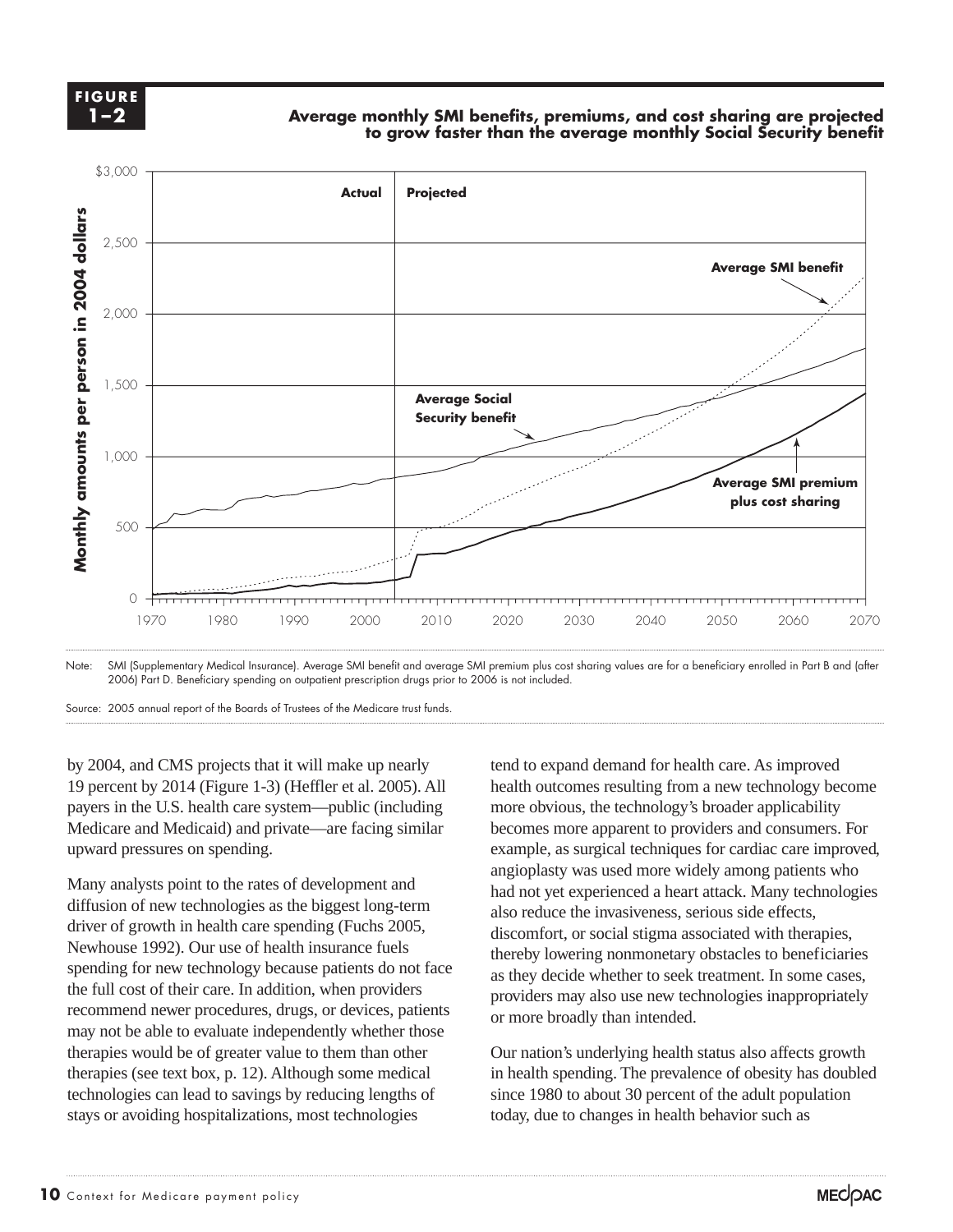**FIGURE 1–2**

**Average monthly SMI benefits, premiums, and cost sharing are projected to grow faster than the average monthly Social Security benefit**

Note: SMI (Supplementary Medical Insurance). Average SMI benefit and average SMI premium plus cost sharing values are for a beneficiary enrolled in Part B and (after 2006) Part D. Beneficiary spending on outpatient prescription drugs prior to 2006 is not included.

Source: 2005 annual report of the Boards of Trustees of the Medicare trust funds.

by 2004, and CMS projects that it will make up nearly 19 percent by 2014 (Figure 1-3) (Heffler et al. 2005). All payers in the U.S. health care system—public (including Medicare and Medicaid) and private—are facing similar upward pressures on spending.

Many analysts point to the rates of development and diffusion of new technologies as the biggest long-term driver of growth in health care spending (Fuchs 2005, Newhouse 1992). Our use of health insurance fuels spending for new technology because patients do not face the full cost of their care. In addition, when providers recommend newer procedures, drugs, or devices, patients may not be able to evaluate independently whether those therapies would be of greater value to them than other therapies (see text box, p. 12). Although some medical technologies can lead to savings by reducing lengths of stays or avoiding hospitalizations, most technologies tend to expand demand for health care. As improved health outcomes resulting from a new technology become more obvious, the technology's broader applicability becomes more apparent to providers and consumers. For example, as surgical techniques for cardiac care improved, angioplasty was used more widely among patients who had not yet experienced a heart attack. Many technologies also reduce the invasiveness, serious side effects, discomfort, or social stigma associated with therapies, thereby lowering nonmonetary obstacles to beneficiaries as they decide whether to seek treatment. In some cases, providers may also use new technologies inappropriately or more broadly than intended.

Our nation's underlying health status also affects growth in health spending. The prevalence of obesity has doubled since 1980 to about 30 percent of the adult population today, due to changes in health behavior such as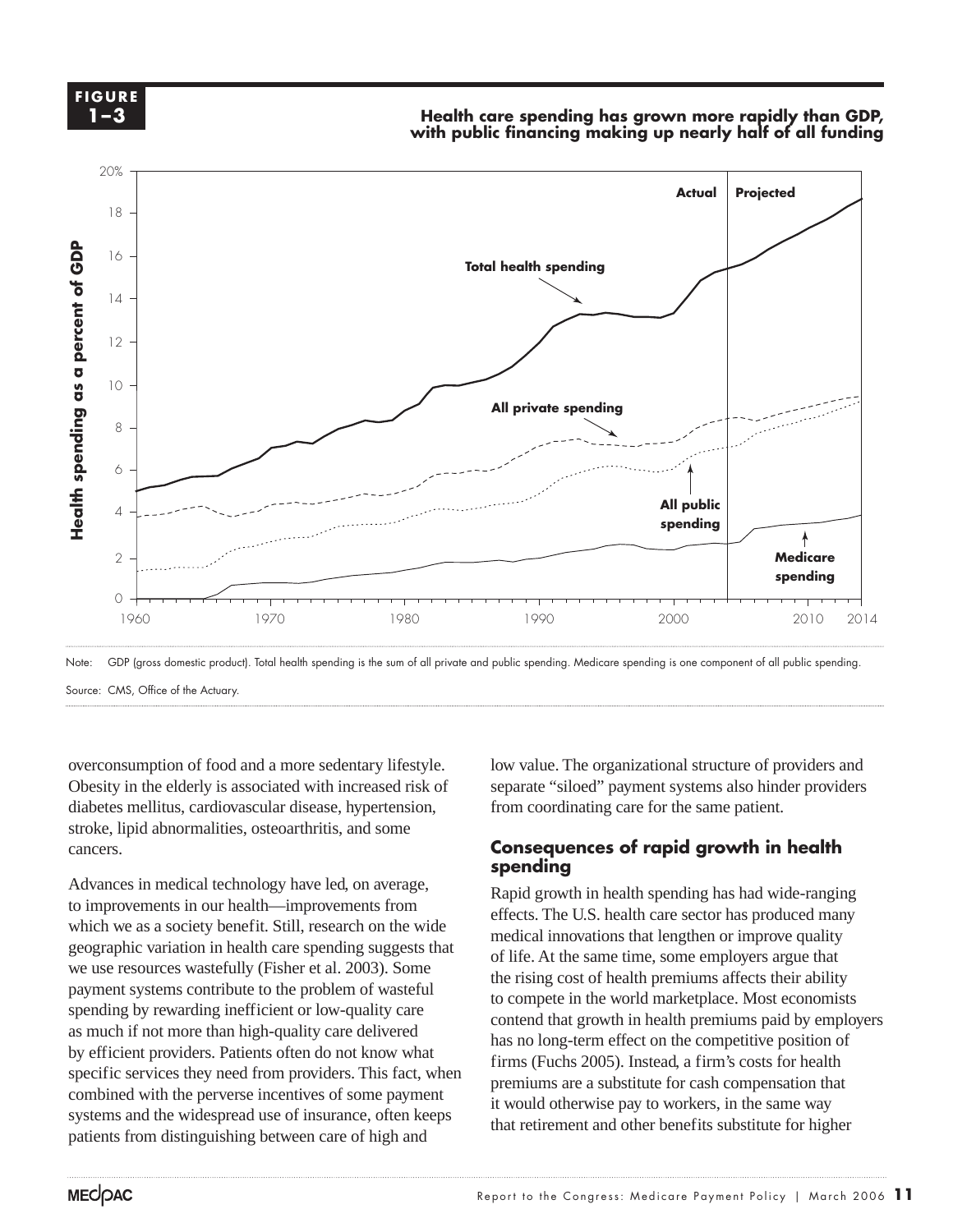**FIGURE 1–3**

**Health care spending has grown more rapidly than GDP, with public financing making up nearly half of all funding**

Note: GDP (gross domestic product). Total health spending is the sum of all private and public spending. Medicare spending is one component of all public spending.

Source: CMS, Office of the Actuary.

overconsumption of food and a more sedentary lifestyle. Obesity in the elderly is associated with increased risk of diabetes mellitus, cardiovascular disease, hypertension, stroke, lipid abnormalities, osteoarthritis, and some cancers.

Advances in medical technology have led, on average, to improvements in our health—improvements from which we as a society benefit. Still, research on the wide geographic variation in health care spending suggests that we use resources wastefully (Fisher et al. 2003). Some payment systems contribute to the problem of wasteful spending by rewarding inefficient or low-quality care as much if not more than high-quality care delivered by efficient providers. Patients often do not know what specific services they need from providers. This fact, when combined with the perverse incentives of some payment systems and the widespread use of insurance, often keeps patients from distinguishing between care of high and low value. The organizational structure of providers and separate "siloed" payment systems also hinder providers from coordinating care for the same patient.

## Consequences of rapid growth in health spending

Rapid growth in health spending has had wide-ranging effects. The U.S. health care sector has produced many medical innovations that lengthen or improve quality of life. At the same time, some employers argue that the rising cost of health premiums affects their ability to compete in the world marketplace. Most economists contend that growth in health premiums paid by employers has no long-term effect on the competitive position of firms (Fuchs 2005). Instead, a firm's costs for health premiums are a substitute for cash compensation that it would otherwise pay to workers, in the same way that retirement and other benefits substitute for higher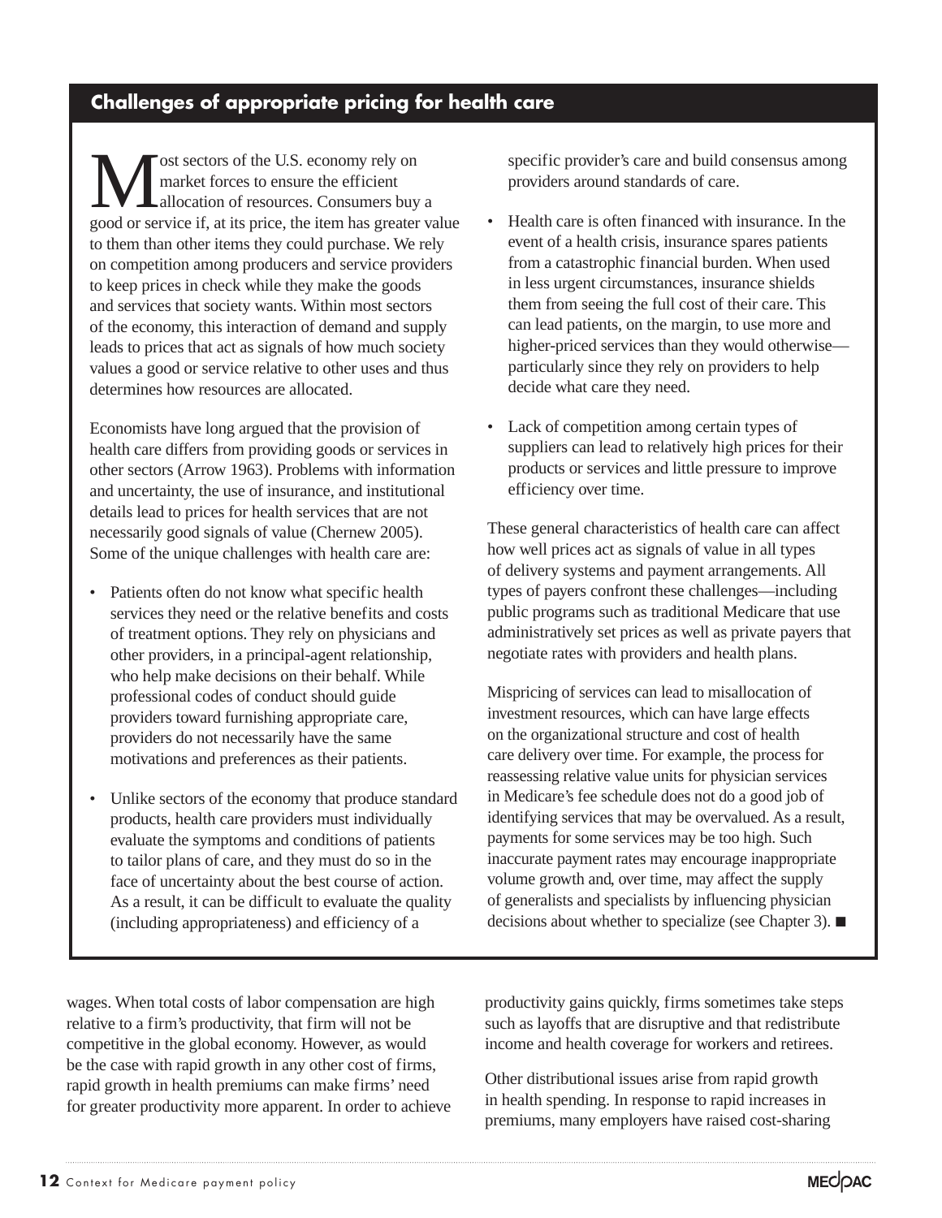## Challenges of appropriate pricing for health care

Most sectors of the U.S. economy rely on market forces to ensure the efficient allocation of resources. Consumers buy a good or service if, at its price, the item has greater value to them than other items they could purchase. We rely on competition among producers and service providers to keep prices in check while they make the goods and services that society wants. Within most sectors of the economy, this interaction of demand and supply leads to prices that act as signals of how much society values a good or service relative to other uses and thus determines how resources are allocated.

Economists have long argued that the provision of health care differs from providing goods or services in other sectors (Arrow 1963). Problems with information and uncertainty, the use of insurance, and institutional details lead to prices for health services that are not necessarily good signals of value (Chernew 2005). Some of the unique challenges with health care are:

- Patients often do not know what specific health services they need or the relative benefits and costs of treatment options. They rely on physicians and other providers, in a principal-agent relationship, who help make decisions on their behalf. While professional codes of conduct should guide providers toward furnishing appropriate care, providers do not necessarily have the same motivations and preferences as their patients.
- Unlike sectors of the economy that produce standard products, health care providers must individually evaluate the symptoms and conditions of patients to tailor plans of care, and they must do so in the face of uncertainty about the best course of action. As a result, it can be difficult to evaluate the quality (including appropriateness) and efficiency of a specific provider's care and build consensus among providers around standards of care.
- Health care is often financed with insurance. In the event of a health crisis, insurance spares patients from a catastrophic financial burden. When used in less urgent circumstances, insurance shields them from seeing the full cost of their care. This can lead patients, on the margin, to use more and higher-priced services than they would otherwise—particularly since they rely on providers to help decide what care they need.
- Lack of competition among certain types of suppliers can lead to relatively high prices for their products or services and little pressure to improve efficiency over time.

These general characteristics of health care can affect how well prices act as signals of value in all types of delivery systems and payment arrangements. All types of payers confront these challenges—including public programs such as traditional Medicare that use administratively set prices as well as private payers that negotiate rates with providers and health plans.

Mispricing of services can lead to misallocation of investment resources, which can have large effects on the organizational structure and cost of health care delivery over time. For example, the process for reassessing relative value units for physician services in Medicare's fee schedule does not do a good job of identifying services that may be overvalued. As a result, payments for some services may be too high. Such inaccurate payment rates may encourage inappropriate volume growth and, over time, may affect the supply of generalists and specialists by influencing physician decisions about whether to specialize (see Chapter 3). ■

wages. When total costs of labor compensation are high relative to a firm's productivity, that firm will not be competitive in the global economy. However, as would be the case with rapid growth in any other cost of firms, rapid growth in health premiums can make firms' need for greater productivity more apparent. In order to achieve productivity gains quickly, firms sometimes take steps such as layoffs that are disruptive and that redistribute income and health coverage for workers and retirees.

Other distributional issues arise from rapid growth in health spending. In response to rapid increases in premiums, many employers have raised cost-sharing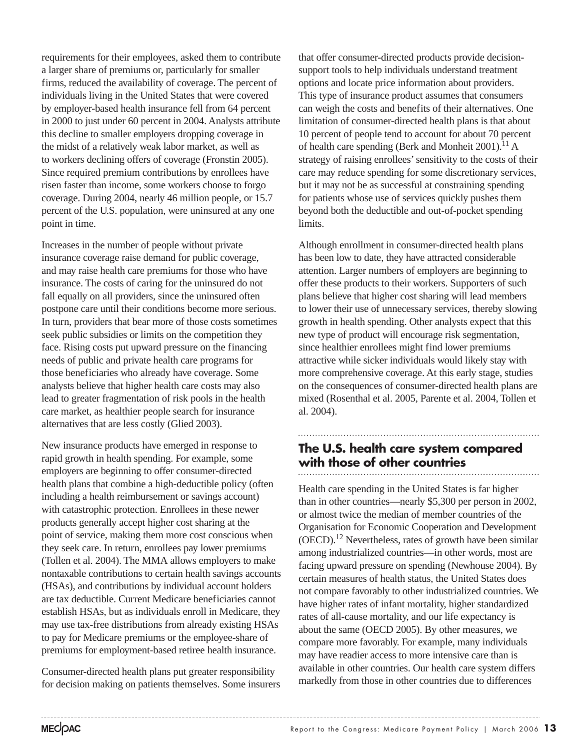requirements for their employees, asked them to contribute a larger share of premiums or, particularly for smaller firms, reduced the availability of coverage. The percent of individuals living in the United States that were covered by employer-based health insurance fell from 64 percent in 2000 to just under 60 percent in 2004. Analysts attribute this decline to smaller employers dropping coverage in the midst of a relatively weak labor market, as well as to workers declining offers of coverage (Fronstin 2005). Since required premium contributions by enrollees have risen faster than income, some workers choose to forgo coverage. During 2004, nearly 46 million people, or 15.7 percent of the U.S. population, were uninsured at any one point in time.

Increases in the number of people without private insurance coverage raise demand for public coverage, and may raise health care premiums for those who have insurance. The costs of caring for the uninsured do not fall equally on all providers, since the uninsured often postpone care until their conditions become more serious. In turn, providers that bear more of those costs sometimes seek public subsidies or limits on the competition they face. Rising costs put upward pressure on the financing needs of public and private health care programs for those beneficiaries who already have coverage. Some analysts believe that higher health care costs may also lead to greater fragmentation of risk pools in the health care market, as healthier people search for insurance alternatives that are less costly (Glied 2003).

New insurance products have emerged in response to rapid growth in health spending. For example, some employers are beginning to offer consumer-directed health plans that combine a high-deductible policy (often including a health reimbursement or savings account) with catastrophic protection. Enrollees in these newer products generally accept higher cost sharing at the point of service, making them more cost conscious when they seek care. In return, enrollees pay lower premiums (Tollen et al. 2004). The MMA allows employers to make nontaxable contributions to certain health savings accounts (HSAs), and contributions by individual account holders are tax deductible. Current Medicare beneficiaries cannot establish HSAs, but as individuals enroll in Medicare, they may use tax-free distributions from already existing HSAs to pay for Medicare premiums or the employee-share of premiums for employment-based retiree health insurance.

Consumer-directed health plans put greater responsibility for decision making on patients themselves. Some insurers that offer consumer-directed products provide decision-support tools to help individuals understand treatment options and locate price information about providers. This type of insurance product assumes that consumers can weigh the costs and benefits of their alternatives. One limitation of consumer-directed health plans is that about 10 percent of people tend to account for about 70 percent of health care spending (Berk and Monheit 2001).[11] A strategy of raising enrollees' sensitivity to the costs of their care may reduce spending for some discretionary services, but it may not be as successful at constraining spending for patients whose use of services quickly pushes them beyond both the deductible and out-of-pocket spending limits.

Although enrollment in consumer-directed health plans has been low to date, they have attracted considerable attention. Larger numbers of employers are beginning to offer these products to their workers. Supporters of such plans believe that higher cost sharing will lead members to lower their use of unnecessary services, thereby slowing growth in health spending. Other analysts expect that this new type of product will encourage risk segmentation, since healthier enrollees might find lower premiums attractive while sicker individuals would likely stay with more comprehensive coverage. At this early stage, studies on the consequences of consumer-directed health plans are mixed (Rosenthal et al. 2005, Parente et al. 2004, Tollen et al. 2004).

## The U.S. health care system compared with those of other countries

Health care spending in the United States is far higher than in other countries—nearly $5,300 per person in 2002, or almost twice the median of member countries of the Organisation for Economic Cooperation and Development (OECD).[12] Nevertheless, rates of growth have been similar among industrialized countries—in other words, most are facing upward pressure on spending (Newhouse 2004). By certain measures of health status, the United States does not compare favorably to other industrialized countries. We have higher rates of infant mortality, higher standardized rates of all-cause mortality, and our life expectancy is about the same (OECD 2005). By other measures, we compare more favorably. For example, many individuals may have readier access to more intensive care than is available in other countries. Our health care system differs markedly from those in other countries due to differences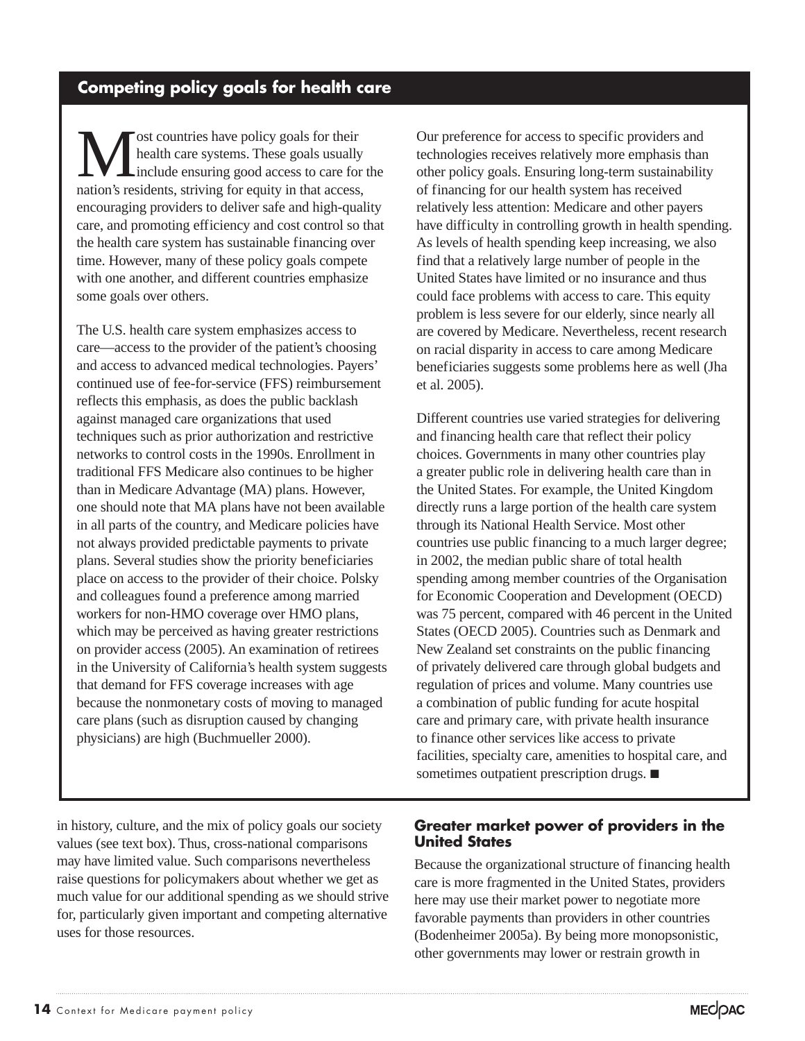## Competing policy goals for health care

Most countries have policy goals for their health care systems. These goals usually include ensuring good access to care for the nation's residents, striving for equity in that access, encouraging providers to deliver safe and high-quality care, and promoting efficiency and cost control so that the health care system has sustainable financing over time. However, many of these policy goals compete with one another, and different countries emphasize some goals over others.

The U.S. health care system emphasizes access to care—access to the provider of the patient's choosing and access to advanced medical technologies. Payers' continued use of fee-for-service (FFS) reimbursement reflects this emphasis, as does the public backlash against managed care organizations that used techniques such as prior authorization and restrictive networks to control costs in the 1990s. Enrollment in traditional FFS Medicare also continues to be higher than in Medicare Advantage (MA) plans. However, one should note that MA plans have not been available in all parts of the country, and Medicare policies have not always provided predictable payments to private plans. Several studies show the priority beneficiaries place on access to the provider of their choice. Polsky and colleagues found a preference among married workers for non-HMO coverage over HMO plans, which may be perceived as having greater restrictions on provider access (2005). An examination of retirees in the University of California's health system suggests that demand for FFS coverage increases with age because the nonmonetary costs of moving to managed care plans (such as disruption caused by changing physicians) are high (Buchmueller 2000).

Our preference for access to specific providers and technologies receives relatively more emphasis than other policy goals. Ensuring long-term sustainability of financing for our health system has received relatively less attention: Medicare and other payers have difficulty in controlling growth in health spending. As levels of health spending keep increasing, we also find that a relatively large number of people in the United States have limited or no insurance and thus could face problems with access to care. This equity problem is less severe for our elderly, since nearly all are covered by Medicare. Nevertheless, recent research on racial disparity in access to care among Medicare beneficiaries suggests some problems here as well (Jha et al. 2005).

Different countries use varied strategies for delivering and financing health care that reflect their policy choices. Governments in many other countries play a greater public role in delivering health care than in the United States. For example, the United Kingdom directly runs a large portion of the health care system through its National Health Service. Most other countries use public financing to a much larger degree; in 2002, the median public share of total health spending among member countries of the Organisation for Economic Cooperation and Development (OECD) was 75 percent, compared with 46 percent in the United States (OECD 2005). Countries such as Denmark and New Zealand set constraints on the public financing of privately delivered care through global budgets and regulation of prices and volume. Many countries use a combination of public funding for acute hospital care and primary care, with private health insurance to finance other services like access to private facilities, specialty care, amenities to hospital care, and sometimes outpatient prescription drugs. ■

in history, culture, and the mix of policy goals our society values (see text box). Thus, cross-national comparisons may have limited value. Such comparisons nevertheless raise questions for policymakers about whether we get as much value for our additional spending as we should strive for, particularly given important and competing alternative uses for those resources.

### Greater market power of providers in the United States

Because the organizational structure of financing health care is more fragmented in the United States, providers here may use their market power to negotiate more favorable payments than providers in other countries (Bodenheimer 2005a). By being more monopsonistic, other governments may lower or restrain growth in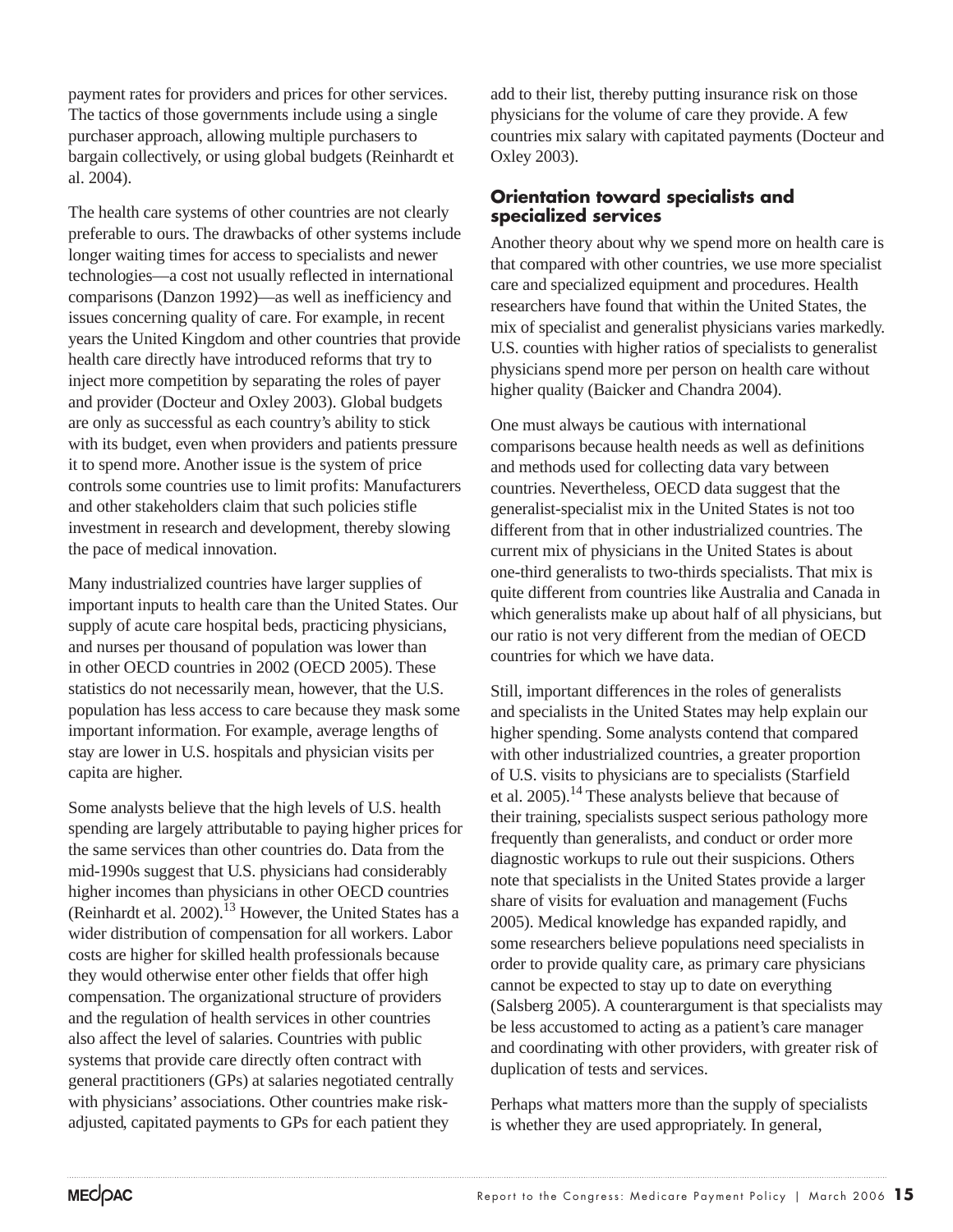payment rates for providers and prices for other services. The tactics of those governments include using a single purchaser approach, allowing multiple purchasers to bargain collectively, or using global budgets (Reinhardt et al. 2004).

The health care systems of other countries are not clearly preferable to ours. The drawbacks of other systems include longer waiting times for access to specialists and newer technologies—a cost not usually reflected in international comparisons (Danzon 1992)—as well as inefficiency and issues concerning quality of care. For example, in recent years the United Kingdom and other countries that provide health care directly have introduced reforms that try to inject more competition by separating the roles of payer and provider (Docteur and Oxley 2003). Global budgets are only as successful as each country's ability to stick with its budget, even when providers and patients pressure it to spend more. Another issue is the system of price controls some countries use to limit profits: Manufacturers and other stakeholders claim that such policies stifle investment in research and development, thereby slowing the pace of medical innovation.

Many industrialized countries have larger supplies of important inputs to health care than the United States. Our supply of acute care hospital beds, practicing physicians, and nurses per thousand of population was lower than in other OECD countries in 2002 (OECD 2005). These statistics do not necessarily mean, however, that the U.S. population has less access to care because they mask some important information. For example, average lengths of stay are lower in U.S. hospitals and physician visits per capita are higher.

Some analysts believe that the high levels of U.S. health spending are largely attributable to paying higher prices for the same services than other countries do. Data from the mid-1990s suggest that U.S. physicians had considerably higher incomes than physicians in other OECD countries (Reinhardt et al. 2002).[13] However, the United States has a wider distribution of compensation for all workers. Labor costs are higher for skilled health professionals because they would otherwise enter other fields that offer high compensation. The organizational structure of providers and the regulation of health services in other countries also affect the level of salaries. Countries with public systems that provide care directly often contract with general practitioners (GPs) at salaries negotiated centrally with physicians' associations. Other countries make risk-adjusted, capitated payments to GPs for each patient they add to their list, thereby putting insurance risk on those physicians for the volume of care they provide. A few countries mix salary with capitated payments (Docteur and Oxley 2003).

### Orientation toward specialists and specialized services

Another theory about why we spend more on health care is that compared with other countries, we use more specialist care and specialized equipment and procedures. Health researchers have found that within the United States, the mix of specialist and generalist physicians varies markedly. U.S. counties with higher ratios of specialists to generalist physicians spend more per person on health care without higher quality (Baicker and Chandra 2004).

One must always be cautious with international comparisons because health needs as well as definitions and methods used for collecting data vary between countries. Nevertheless, OECD data suggest that the generalist-specialist mix in the United States is not too different from that in other industrialized countries. The current mix of physicians in the United States is about one-third generalists to two-thirds specialists. That mix is quite different from countries like Australia and Canada in which generalists make up about half of all physicians, but our ratio is not very different from the median of OECD countries for which we have data.

Still, important differences in the roles of generalists and specialists in the United States may help explain our higher spending. Some analysts contend that compared with other industrialized countries, a greater proportion of U.S. visits to physicians are to specialists (Starfield et al. 2005).[14] These analysts believe that because of their training, specialists suspect serious pathology more frequently than generalists, and conduct or order more diagnostic workups to rule out their suspicions. Others note that specialists in the United States provide a larger share of visits for evaluation and management (Fuchs 2005). Medical knowledge has expanded rapidly, and some researchers believe populations need specialists in order to provide quality care, as primary care physicians cannot be expected to stay up to date on everything (Salsberg 2005). A counterargument is that specialists may be less accustomed to acting as a patient's care manager and coordinating with other providers, with greater risk of duplication of tests and services.

Perhaps what matters more than the supply of specialists is whether they are used appropriately. In general,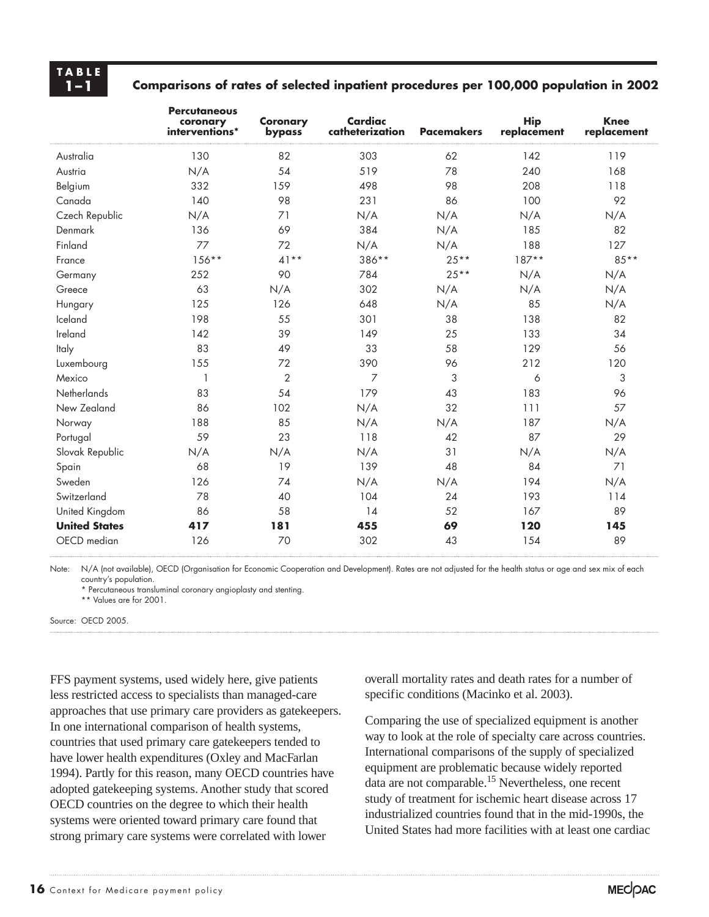**TABLE 1–1**

**Comparisons of rates of selected inpatient procedures per 100,000 population in 2002**

| | Percutaneous coronary interventions* | Coronary bypass | Cardiac catheterization | Pacemakers | Hip replacement | Knee replacement |
|---|---|---|---|---|---|---|
| Australia | 130 | 82 | 303 | 62 | 142 | 119 |
| Austria | N/A | 54 | 519 | 78 | 240 | 168 |
| Belgium | 332 | 159 | 498 | 98 | 208 | 118 |
| Canada | 140 | 98 | 231 | 86 | 100 | 92 |
| Czech Republic | N/A | 71 | N/A | N/A | N/A | N/A |
| Denmark | 136 | 69 | 384 | N/A | 185 | 82 |
| Finland | 77 | 72 | N/A | N/A | 188 | 127 |
| France | 156** | 41** | 386** | 25** | 187** | 85** |
| Germany | 252 | 90 | 784 | 25** | N/A | N/A |
| Greece | 63 | N/A | 302 | N/A | N/A | N/A |
| Hungary | 125 | 126 | 648 | N/A | 85 | N/A |
| Iceland | 198 | 55 | 301 | 38 | 138 | 82 |
| Ireland | 142 | 39 | 149 | 25 | 133 | 34 |
| Italy | 83 | 49 | 33 | 58 | 129 | 56 |
| Luxembourg | 155 | 72 | 390 | 96 | 212 | 120 |
| Mexico | 1 | 2 | 7 | 3 | 6 | 3 |
| Netherlands | 83 | 54 | 179 | 43 | 183 | 96 |
| New Zealand | 86 | 102 | N/A | 32 | 111 | 57 |
| Norway | 188 | 85 | N/A | N/A | 187 | N/A |
| Portugal | 59 | 23 | 118 | 42 | 87 | 29 |
| Slovak Republic | N/A | N/A | N/A | 31 | N/A | N/A |
| Spain | 68 | 19 | 139 | 48 | 84 | 71 |
| Sweden | 126 | 74 | N/A | N/A | 194 | N/A |
| Switzerland | 78 | 40 | 104 | 24 | 193 | 114 |
| United Kingdom | 86 | 58 | 14 | 52 | 167 | 89 |
| **United States** | **417** | **181** | **455** | **69** | **120** | **145** |
| OECD median | 126 | 70 | 302 | 43 | 154 | 89 |

Note: N/A (not available), OECD (Organisation for Economic Cooperation and Development). Rates are not adjusted for the health status or age and sex mix of each country's population.
* Percutaneous transluminal coronary angioplasty and stenting.
** Values are for 2001.

Source: OECD 2005.

FFS payment systems, used widely here, give patients less restricted access to specialists than managed-care approaches that use primary care providers as gatekeepers. In one international comparison of health systems, countries that used primary care gatekeepers tended to have lower health expenditures (Oxley and MacFarlan 1994). Partly for this reason, many OECD countries have adopted gatekeeping systems. Another study that scored OECD countries on the degree to which their health systems were oriented toward primary care found that strong primary care systems were correlated with lower overall mortality rates and death rates for a number of specific conditions (Macinko et al. 2003).

Comparing the use of specialized equipment is another way to look at the role of specialty care across countries. International comparisons of the supply of specialized equipment are problematic because widely reported data are not comparable.[15] Nevertheless, one recent study of treatment for ischemic heart disease across 17 industrialized countries found that in the mid-1990s, the United States had more facilities with at least one cardiac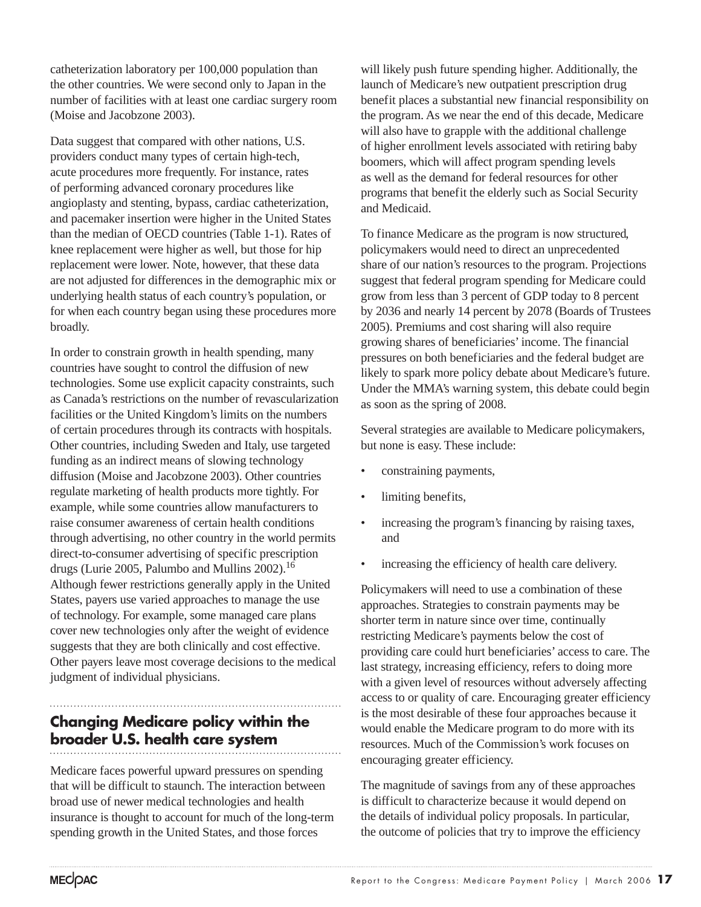catheterization laboratory per 100,000 population than the other countries. We were second only to Japan in the number of facilities with at least one cardiac surgery room (Moise and Jacobzone 2003).

Data suggest that compared with other nations, U.S. providers conduct many types of certain high-tech, acute procedures more frequently. For instance, rates of performing advanced coronary procedures like angioplasty and stenting, bypass, cardiac catheterization, and pacemaker insertion were higher in the United States than the median of OECD countries (Table 1-1). Rates of knee replacement were higher as well, but those for hip replacement were lower. Note, however, that these data are not adjusted for differences in the demographic mix or underlying health status of each country's population, or for when each country began using these procedures more broadly.

In order to constrain growth in health spending, many countries have sought to control the diffusion of new technologies. Some use explicit capacity constraints, such as Canada's restrictions on the number of revascularization facilities or the United Kingdom's limits on the numbers of certain procedures through its contracts with hospitals. Other countries, including Sweden and Italy, use targeted funding as an indirect means of slowing technology diffusion (Moise and Jacobzone 2003). Other countries regulate marketing of health products more tightly. For example, while some countries allow manufacturers to raise consumer awareness of certain health conditions through advertising, no other country in the world permits direct-to-consumer advertising of specific prescription drugs (Lurie 2005, Palumbo and Mullins 2002).[16] Although fewer restrictions generally apply in the United States, payers use varied approaches to manage the use of technology. For example, some managed care plans cover new technologies only after the weight of evidence suggests that they are both clinically and cost effective. Other payers leave most coverage decisions to the medical judgment of individual physicians.

## Changing Medicare policy within the broader U.S. health care system

Medicare faces powerful upward pressures on spending that will be difficult to staunch. The interaction between broad use of newer medical technologies and health insurance is thought to account for much of the long-term spending growth in the United States, and those forces will likely push future spending higher. Additionally, the launch of Medicare's new outpatient prescription drug benefit places a substantial new financial responsibility on the program. As we near the end of this decade, Medicare will also have to grapple with the additional challenge of higher enrollment levels associated with retiring baby boomers, which will affect program spending levels as well as the demand for federal resources for other programs that benefit the elderly such as Social Security and Medicaid.

To finance Medicare as the program is now structured, policymakers would need to direct an unprecedented share of our nation's resources to the program. Projections suggest that federal program spending for Medicare could grow from less than 3 percent of GDP today to 8 percent by 2036 and nearly 14 percent by 2078 (Boards of Trustees 2005). Premiums and cost sharing will also require growing shares of beneficiaries' income. The financial pressures on both beneficiaries and the federal budget are likely to spark more policy debate about Medicare's future. Under the MMA's warning system, this debate could begin as soon as the spring of 2008.

Several strategies are available to Medicare policymakers, but none is easy. These include:

- constraining payments,
- limiting benefits,
- increasing the program's financing by raising taxes, and
- increasing the efficiency of health care delivery.

Policymakers will need to use a combination of these approaches. Strategies to constrain payments may be shorter term in nature since over time, continually restricting Medicare's payments below the cost of providing care could hurt beneficiaries' access to care. The last strategy, increasing efficiency, refers to doing more with a given level of resources without adversely affecting access to or quality of care. Encouraging greater efficiency is the most desirable of these four approaches because it would enable the Medicare program to do more with its resources. Much of the Commission's work focuses on encouraging greater efficiency.

The magnitude of savings from any of these approaches is difficult to characterize because it would depend on the details of individual policy proposals. In particular, the outcome of policies that try to improve the efficiency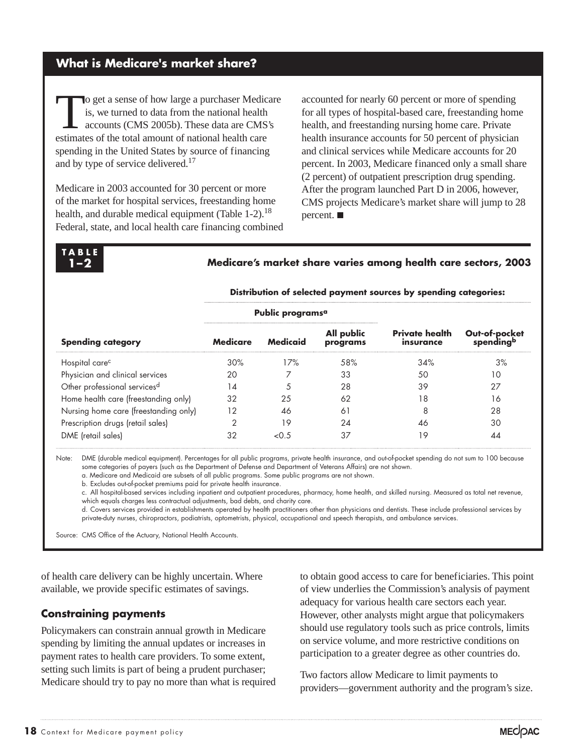## What is Medicare's market share?

To get a sense of how large a purchaser Medicare is, we turned to data from the national health accounts (CMS 2005b). These data are CMS's estimates of the total amount of national health care spending in the United States by source of financing and by type of service delivered.[17]

Medicare in 2003 accounted for 30 percent or more of the market for hospital services, freestanding home health, and durable medical equipment (Table 1-2).[18] Federal, state, and local health care financing combined accounted for nearly 60 percent or more of spending for all types of hospital-based care, freestanding home health, and freestanding nursing home care. Private health insurance accounts for 50 percent of physician and clinical services while Medicare accounts for 20 percent. In 2003, Medicare financed only a small share (2 percent) of outpatient prescription drug spending. After the program launched Part D in 2006, however, CMS projects Medicare's market share will jump to 28 percent. ■

**TABLE 1–2**

**Medicare's market share varies among health care sectors, 2003**

| | Distribution of selected payment sources by spending categories: | | | | |
|---|---|---|---|---|---|
| | Public programs[a] | | | | |
| **Spending category** | **Medicare** | **Medicaid** | **All public programs** | **Private health insurance** | **Out-of-pocket spending[b]** |
| Hospital care[c] | 30% | 17% | 58% | 34% | 3% |
| Physician and clinical services | 20 | 7 | 33 | 50 | 10 |
| Other professional services[d] | 14 | 5 | 28 | 39 | 27 |
| Home health care (freestanding only) | 32 | 25 | 62 | 18 | 16 |
| Nursing home care (freestanding only) | 12 | 46 | 61 | 8 | 28 |
| Prescription drugs (retail sales) | 2 | 19 | 24 | 46 | 30 |
| DME (retail sales) | 32 | <0.5 | 37 | 19 | 44 |

Note: DME (durable medical equipment). Percentages for all public programs, private health insurance, and out-of-pocket spending do not sum to 100 because some categories of payers (such as the Department of Defense and Department of Veterans Affairs) are not shown.
a. Medicare and Medicaid are subsets of all public programs. Some public programs are not shown.
b. Excludes out-of-pocket premiums paid for private health insurance.
c. All hospital-based services including inpatient and outpatient procedures, pharmacy, home health, and skilled nursing. Measured as total net revenue, which equals charges less contractual adjustments, bad debts, and charity care.
d. Covers services provided in establishments operated by health practitioners other than physicians and dentists. These include professional services by private-duty nurses, chiropractors, podiatrists, optometrists, physical, occupational and speech therapists, and ambulance services.

Source: CMS Office of the Actuary, National Health Accounts.

of health care delivery can be highly uncertain. Where available, we provide specific estimates of savings.

### Constraining payments

Policymakers can constrain annual growth in Medicare spending by limiting the annual updates or increases in payment rates to health care providers. To some extent, setting such limits is part of being a prudent purchaser; Medicare should try to pay no more than what is required to obtain good access to care for beneficiaries. This point of view underlies the Commission's analysis of payment adequacy for various health care sectors each year. However, other analysts might argue that policymakers should use regulatory tools such as price controls, limits on service volume, and more restrictive conditions on participation to a greater degree as other countries do.

Two factors allow Medicare to limit payments to providers—government authority and the program's size.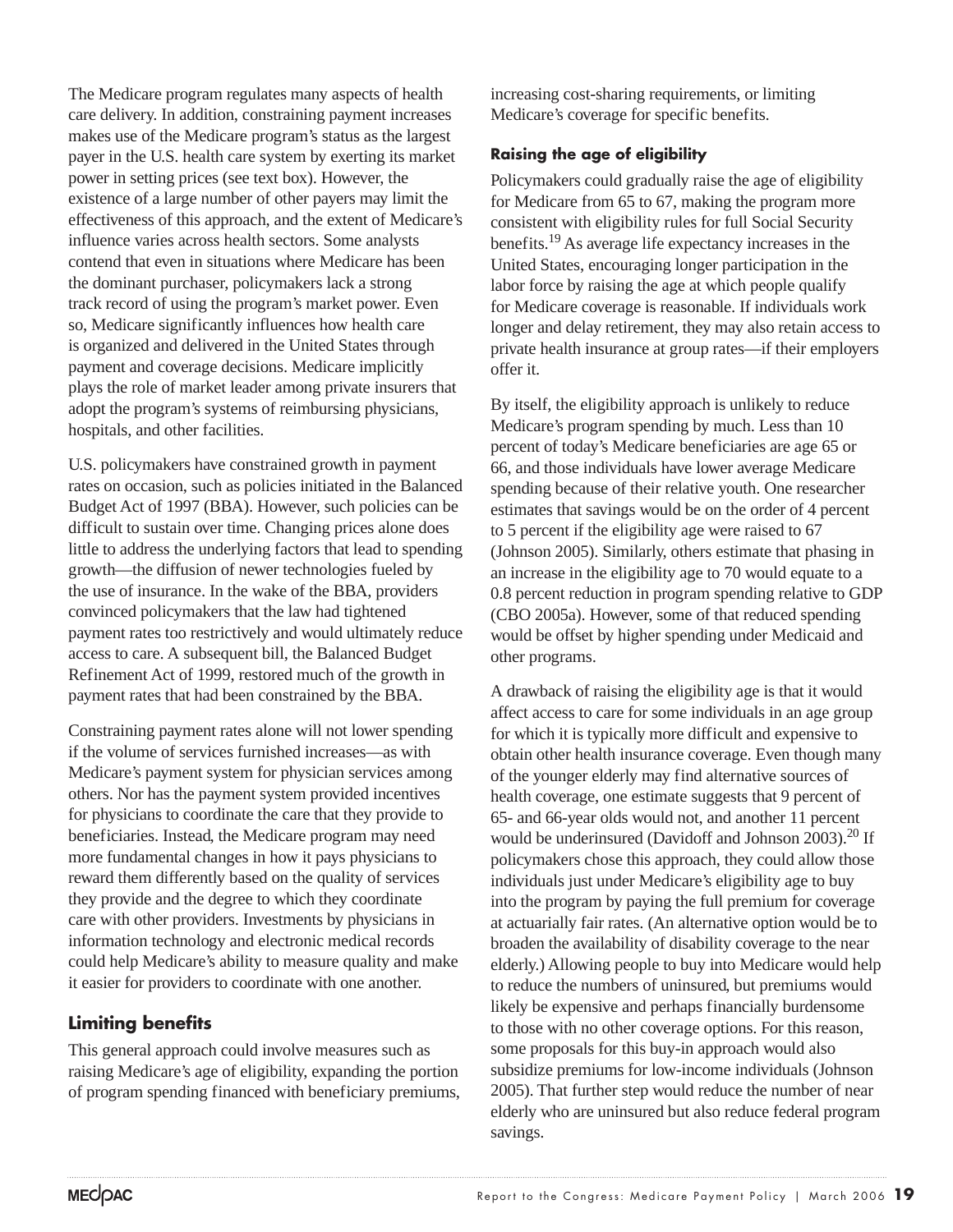The Medicare program regulates many aspects of health care delivery. In addition, constraining payment increases makes use of the Medicare program's status as the largest payer in the U.S. health care system by exerting its market power in setting prices (see text box). However, the existence of a large number of other payers may limit the effectiveness of this approach, and the extent of Medicare's influence varies across health sectors. Some analysts contend that even in situations where Medicare has been the dominant purchaser, policymakers lack a strong track record of using the program's market power. Even so, Medicare significantly influences how health care is organized and delivered in the United States through payment and coverage decisions. Medicare implicitly plays the role of market leader among private insurers that adopt the program's systems of reimbursing physicians, hospitals, and other facilities.

U.S. policymakers have constrained growth in payment rates on occasion, such as policies initiated in the Balanced Budget Act of 1997 (BBA). However, such policies can be difficult to sustain over time. Changing prices alone does little to address the underlying factors that lead to spending growth—the diffusion of newer technologies fueled by the use of insurance. In the wake of the BBA, providers convinced policymakers that the law had tightened payment rates too restrictively and would ultimately reduce access to care. A subsequent bill, the Balanced Budget Refinement Act of 1999, restored much of the growth in payment rates that had been constrained by the BBA.

Constraining payment rates alone will not lower spending if the volume of services furnished increases—as with Medicare's payment system for physician services among others. Nor has the payment system provided incentives for physicians to coordinate the care that they provide to beneficiaries. Instead, the Medicare program may need more fundamental changes in how it pays physicians to reward them differently based on the quality of services they provide and the degree to which they coordinate care with other providers. Investments by physicians in information technology and electronic medical records could help Medicare's ability to measure quality and make it easier for providers to coordinate with one another.

## Limiting benefits

This general approach could involve measures such as raising Medicare's age of eligibility, expanding the portion of program spending financed with beneficiary premiums, increasing cost-sharing requirements, or limiting Medicare's coverage for specific benefits.

### Raising the age of eligibility

Policymakers could gradually raise the age of eligibility for Medicare from 65 to 67, making the program more consistent with eligibility rules for full Social Security benefits.[19] As average life expectancy increases in the United States, encouraging longer participation in the labor force by raising the age at which people qualify for Medicare coverage is reasonable. If individuals work longer and delay retirement, they may also retain access to private health insurance at group rates—if their employers offer it.

By itself, the eligibility approach is unlikely to reduce Medicare's program spending by much. Less than 10 percent of today's Medicare beneficiaries are age 65 or 66, and those individuals have lower average Medicare spending because of their relative youth. One researcher estimates that savings would be on the order of 4 percent to 5 percent if the eligibility age were raised to 67 (Johnson 2005). Similarly, others estimate that phasing in an increase in the eligibility age to 70 would equate to a 0.8 percent reduction in program spending relative to GDP (CBO 2005a). However, some of that reduced spending would be offset by higher spending under Medicaid and other programs.

A drawback of raising the eligibility age is that it would affect access to care for some individuals in an age group for which it is typically more difficult and expensive to obtain other health insurance coverage. Even though many of the younger elderly may find alternative sources of health coverage, one estimate suggests that 9 percent of 65- and 66-year olds would not, and another 11 percent would be underinsured (Davidoff and Johnson 2003).[20] If policymakers chose this approach, they could allow those individuals just under Medicare's eligibility age to buy into the program by paying the full premium for coverage at actuarially fair rates. (An alternative option would be to broaden the availability of disability coverage to the near elderly.) Allowing people to buy into Medicare would help to reduce the numbers of uninsured, but premiums would likely be expensive and perhaps financially burdensome to those with no other coverage options. For this reason, some proposals for this buy-in approach would also subsidize premiums for low-income individuals (Johnson 2005). That further step would reduce the number of near elderly who are uninsured but also reduce federal program savings.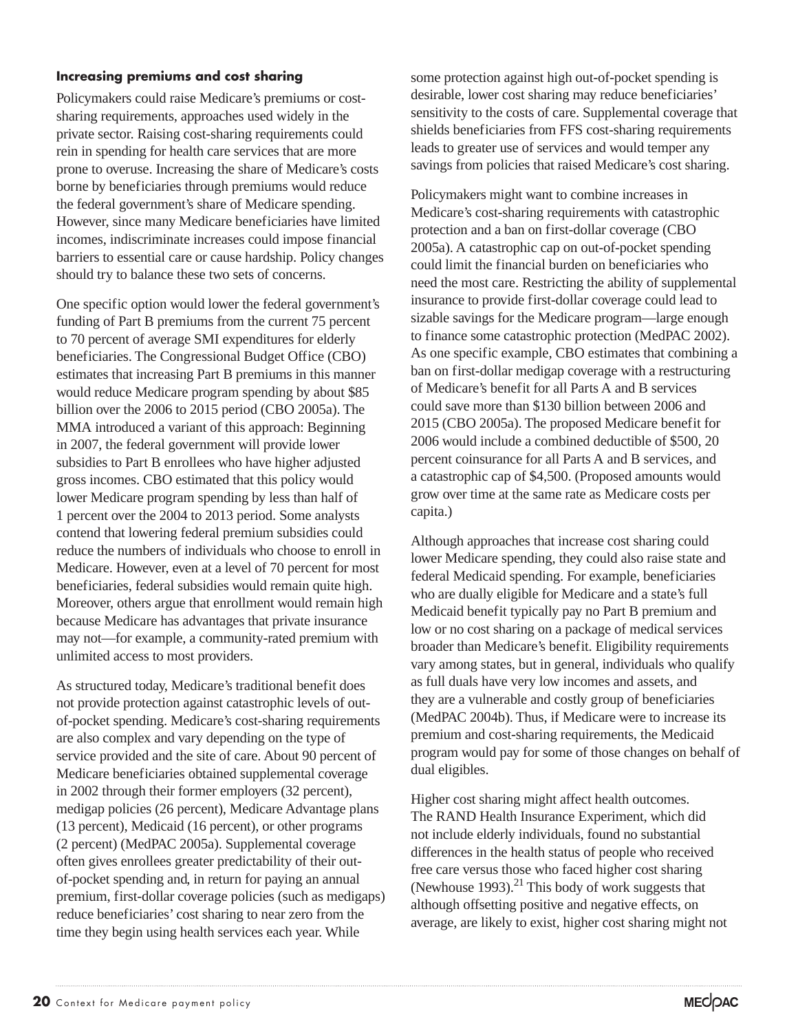### Increasing premiums and cost sharing

Policymakers could raise Medicare's premiums or cost-sharing requirements, approaches used widely in the private sector. Raising cost-sharing requirements could rein in spending for health care services that are more prone to overuse. Increasing the share of Medicare's costs borne by beneficiaries through premiums would reduce the federal government's share of Medicare spending. However, since many Medicare beneficiaries have limited incomes, indiscriminate increases could impose financial barriers to essential care or cause hardship. Policy changes should try to balance these two sets of concerns.

One specific option would lower the federal government's funding of Part B premiums from the current 75 percent to 70 percent of average SMI expenditures for elderly beneficiaries. The Congressional Budget Office (CBO) estimates that increasing Part B premiums in this manner would reduce Medicare program spending by about $85 billion over the 2006 to 2015 period (CBO 2005a). The MMA introduced a variant of this approach: Beginning in 2007, the federal government will provide lower subsidies to Part B enrollees who have higher adjusted gross incomes. CBO estimated that this policy would lower Medicare program spending by less than half of 1 percent over the 2004 to 2013 period. Some analysts contend that lowering federal premium subsidies could reduce the numbers of individuals who choose to enroll in Medicare. However, even at a level of 70 percent for most beneficiaries, federal subsidies would remain quite high. Moreover, others argue that enrollment would remain high because Medicare has advantages that private insurance may not—for example, a community-rated premium with unlimited access to most providers.

As structured today, Medicare's traditional benefit does not provide protection against catastrophic levels of out-of-pocket spending. Medicare's cost-sharing requirements are also complex and vary depending on the type of service provided and the site of care. About 90 percent of Medicare beneficiaries obtained supplemental coverage in 2002 through their former employers (32 percent), medigap policies (26 percent), Medicare Advantage plans (13 percent), Medicaid (16 percent), or other programs (2 percent) (MedPAC 2005a). Supplemental coverage often gives enrollees greater predictability of their out-of-pocket spending and, in return for paying an annual premium, first-dollar coverage policies (such as medigaps) reduce beneficiaries' cost sharing to near zero from the time they begin using health services each year. While some protection against high out-of-pocket spending is desirable, lower cost sharing may reduce beneficiaries' sensitivity to the costs of care. Supplemental coverage that shields beneficiaries from FFS cost-sharing requirements leads to greater use of services and would temper any savings from policies that raised Medicare's cost sharing.

Policymakers might want to combine increases in Medicare's cost-sharing requirements with catastrophic protection and a ban on first-dollar coverage (CBO 2005a). A catastrophic cap on out-of-pocket spending could limit the financial burden on beneficiaries who need the most care. Restricting the ability of supplemental insurance to provide first-dollar coverage could lead to sizable savings for the Medicare program—large enough to finance some catastrophic protection (MedPAC 2002). As one specific example, CBO estimates that combining a ban on first-dollar medigap coverage with a restructuring of Medicare's benefit for all Parts A and B services could save more than $130 billion between 2006 and 2015 (CBO 2005a). The proposed Medicare benefit for 2006 would include a combined deductible of $500, 20 percent coinsurance for all Parts A and B services, and a catastrophic cap of $4,500. (Proposed amounts would grow over time at the same rate as Medicare costs per capita.)

Although approaches that increase cost sharing could lower Medicare spending, they could also raise state and federal Medicaid spending. For example, beneficiaries who are dually eligible for Medicare and a state's full Medicaid benefit typically pay no Part B premium and low or no cost sharing on a package of medical services broader than Medicare's benefit. Eligibility requirements vary among states, but in general, individuals who qualify as full duals have very low incomes and assets, and they are a vulnerable and costly group of beneficiaries (MedPAC 2004b). Thus, if Medicare were to increase its premium and cost-sharing requirements, the Medicaid program would pay for some of those changes on behalf of dual eligibles.

Higher cost sharing might affect health outcomes. The RAND Health Insurance Experiment, which did not include elderly individuals, found no substantial differences in the health status of people who received free care versus those who faced higher cost sharing (Newhouse 1993).[21] This body of work suggests that although offsetting positive and negative effects, on average, are likely to exist, higher cost sharing might not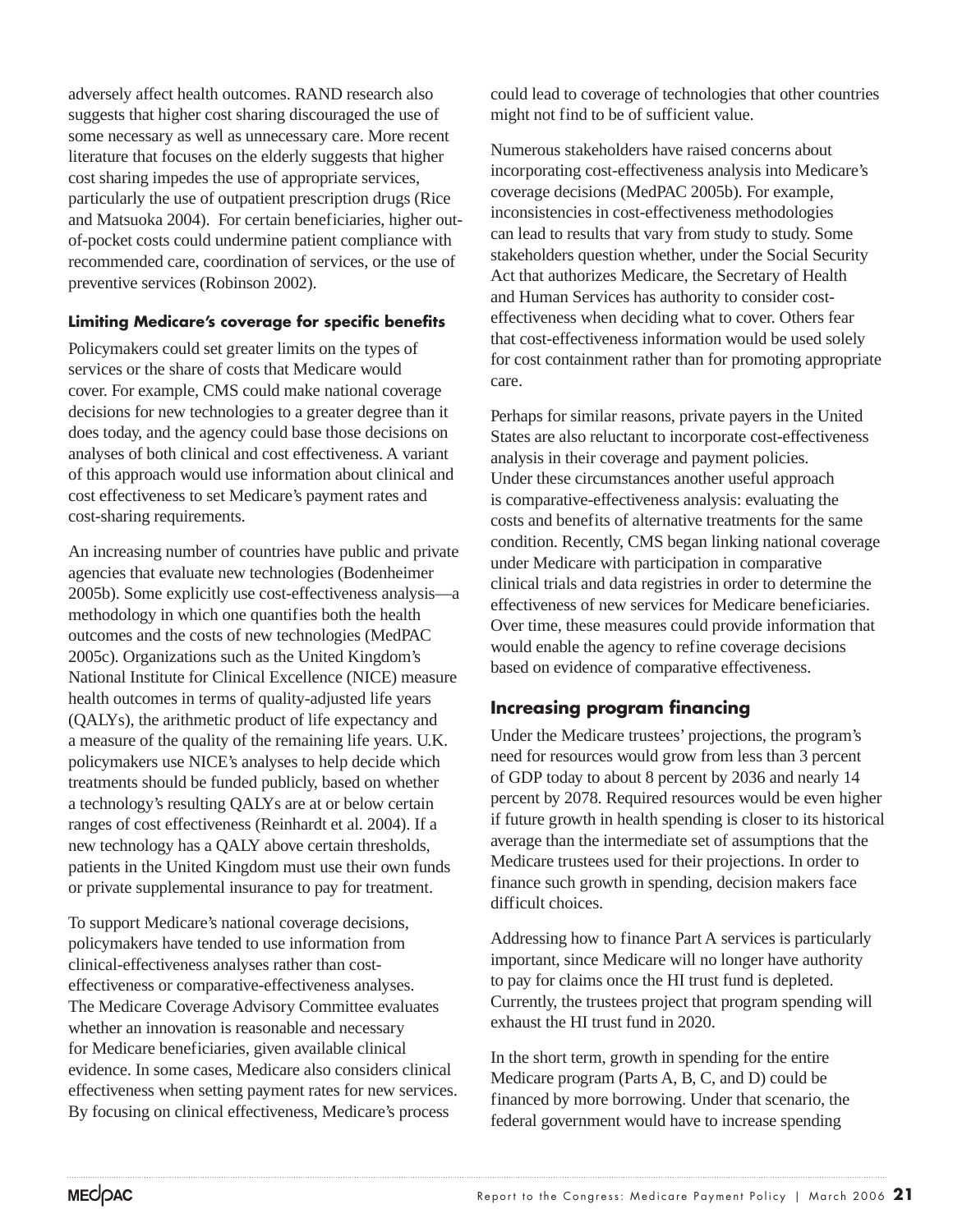adversely affect health outcomes. RAND research also suggests that higher cost sharing discouraged the use of some necessary as well as unnecessary care. More recent literature that focuses on the elderly suggests that higher cost sharing impedes the use of appropriate services, particularly the use of outpatient prescription drugs (Rice and Matsuoka 2004). For certain beneficiaries, higher out-of-pocket costs could undermine patient compliance with recommended care, coordination of services, or the use of preventive services (Robinson 2002).

#### Limiting Medicare's coverage for specific benefits

Policymakers could set greater limits on the types of services or the share of costs that Medicare would cover. For example, CMS could make national coverage decisions for new technologies to a greater degree than it does today, and the agency could base those decisions on analyses of both clinical and cost effectiveness. A variant of this approach would use information about clinical and cost effectiveness to set Medicare's payment rates and cost-sharing requirements.

An increasing number of countries have public and private agencies that evaluate new technologies (Bodenheimer 2005b). Some explicitly use cost-effectiveness analysis—a methodology in which one quantifies both the health outcomes and the costs of new technologies (MedPAC 2005c). Organizations such as the United Kingdom's National Institute for Clinical Excellence (NICE) measure health outcomes in terms of quality-adjusted life years (QALYs), the arithmetic product of life expectancy and a measure of the quality of the remaining life years. U.K. policymakers use NICE's analyses to help decide which treatments should be funded publicly, based on whether a technology's resulting QALYs are at or below certain ranges of cost effectiveness (Reinhardt et al. 2004). If a new technology has a QALY above certain thresholds, patients in the United Kingdom must use their own funds or private supplemental insurance to pay for treatment.

To support Medicare's national coverage decisions, policymakers have tended to use information from clinical-effectiveness analyses rather than cost-effectiveness or comparative-effectiveness analyses. The Medicare Coverage Advisory Committee evaluates whether an innovation is reasonable and necessary for Medicare beneficiaries, given available clinical evidence. In some cases, Medicare also considers clinical effectiveness when setting payment rates for new services. By focusing on clinical effectiveness, Medicare's process could lead to coverage of technologies that other countries might not find to be of sufficient value.

Numerous stakeholders have raised concerns about incorporating cost-effectiveness analysis into Medicare's coverage decisions (MedPAC 2005b). For example, inconsistencies in cost-effectiveness methodologies can lead to results that vary from study to study. Some stakeholders question whether, under the Social Security Act that authorizes Medicare, the Secretary of Health and Human Services has authority to consider cost-effectiveness when deciding what to cover. Others fear that cost-effectiveness information would be used solely for cost containment rather than for promoting appropriate care.

Perhaps for similar reasons, private payers in the United States are also reluctant to incorporate cost-effectiveness analysis in their coverage and payment policies. Under these circumstances another useful approach is comparative-effectiveness analysis: evaluating the costs and benefits of alternative treatments for the same condition. Recently, CMS began linking national coverage under Medicare with participation in comparative clinical trials and data registries in order to determine the effectiveness of new services for Medicare beneficiaries. Over time, these measures could provide information that would enable the agency to refine coverage decisions based on evidence of comparative effectiveness.

### Increasing program financing

Under the Medicare trustees' projections, the program's need for resources would grow from less than 3 percent of GDP today to about 8 percent by 2036 and nearly 14 percent by 2078. Required resources would be even higher if future growth in health spending is closer to its historical average than the intermediate set of assumptions that the Medicare trustees used for their projections. In order to finance such growth in spending, decision makers face difficult choices.

Addressing how to finance Part A services is particularly important, since Medicare will no longer have authority to pay for claims once the HI trust fund is depleted. Currently, the trustees project that program spending will exhaust the HI trust fund in 2020.

In the short term, growth in spending for the entire Medicare program (Parts A, B, C, and D) could be financed by more borrowing. Under that scenario, the federal government would have to increase spending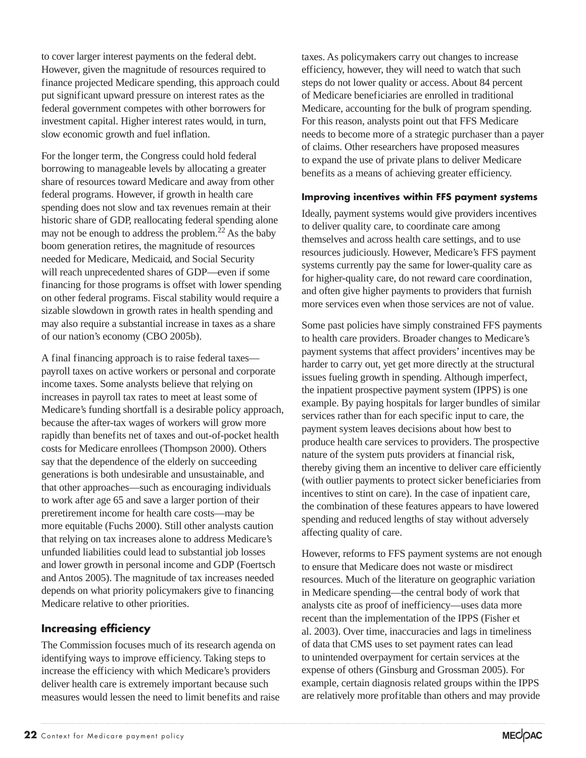to cover larger interest payments on the federal debt. However, given the magnitude of resources required to finance projected Medicare spending, this approach could put significant upward pressure on interest rates as the federal government competes with other borrowers for investment capital. Higher interest rates would, in turn, slow economic growth and fuel inflation.

For the longer term, the Congress could hold federal borrowing to manageable levels by allocating a greater share of resources toward Medicare and away from other federal programs. However, if growth in health care spending does not slow and tax revenues remain at their historic share of GDP, reallocating federal spending alone may not be enough to address the problem.[22] As the baby boom generation retires, the magnitude of resources needed for Medicare, Medicaid, and Social Security will reach unprecedented shares of GDP—even if some financing for those programs is offset with lower spending on other federal programs. Fiscal stability would require a sizable slowdown in growth rates in health spending and may also require a substantial increase in taxes as a share of our nation's economy (CBO 2005b).

A final financing approach is to raise federal taxes—payroll taxes on active workers or personal and corporate income taxes. Some analysts believe that relying on increases in payroll tax rates to meet at least some of Medicare's funding shortfall is a desirable policy approach, because the after-tax wages of workers will grow more rapidly than benefits net of taxes and out-of-pocket health costs for Medicare enrollees (Thompson 2000). Others say that the dependence of the elderly on succeeding generations is both undesirable and unsustainable, and that other approaches—such as encouraging individuals to work after age 65 and save a larger portion of their preretirement income for health care costs—may be more equitable (Fuchs 2000). Still other analysts caution that relying on tax increases alone to address Medicare's unfunded liabilities could lead to substantial job losses and lower growth in personal income and GDP (Foertsch and Antos 2005). The magnitude of tax increases needed depends on what priority policymakers give to financing Medicare relative to other priorities.

## Increasing efficiency

The Commission focuses much of its research agenda on identifying ways to improve efficiency. Taking steps to increase the efficiency with which Medicare's providers deliver health care is extremely important because such measures would lessen the need to limit benefits and raise taxes. As policymakers carry out changes to increase efficiency, however, they will need to watch that such steps do not lower quality or access. About 84 percent of Medicare beneficiaries are enrolled in traditional Medicare, accounting for the bulk of program spending. For this reason, analysts point out that FFS Medicare needs to become more of a strategic purchaser than a payer of claims. Other researchers have proposed measures to expand the use of private plans to deliver Medicare benefits as a means of achieving greater efficiency.

### Improving incentives within FFS payment systems

Ideally, payment systems would give providers incentives to deliver quality care, to coordinate care among themselves and across health care settings, and to use resources judiciously. However, Medicare's FFS payment systems currently pay the same for lower-quality care as for higher-quality care, do not reward care coordination, and often give higher payments to providers that furnish more services even when those services are not of value.

Some past policies have simply constrained FFS payments to health care providers. Broader changes to Medicare's payment systems that affect providers' incentives may be harder to carry out, yet get more directly at the structural issues fueling growth in spending. Although imperfect, the inpatient prospective payment system (IPPS) is one example. By paying hospitals for larger bundles of similar services rather than for each specific input to care, the payment system leaves decisions about how best to produce health care services to providers. The prospective nature of the system puts providers at financial risk, thereby giving them an incentive to deliver care efficiently (with outlier payments to protect sicker beneficiaries from incentives to stint on care). In the case of inpatient care, the combination of these features appears to have lowered spending and reduced lengths of stay without adversely affecting quality of care.

However, reforms to FFS payment systems are not enough to ensure that Medicare does not waste or misdirect resources. Much of the literature on geographic variation in Medicare spending—the central body of work that analysts cite as proof of inefficiency—uses data more recent than the implementation of the IPPS (Fisher et al. 2003). Over time, inaccuracies and lags in timeliness of data that CMS uses to set payment rates can lead to unintended overpayment for certain services at the expense of others (Ginsburg and Grossman 2005). For example, certain diagnosis related groups within the IPPS are relatively more profitable than others and may provide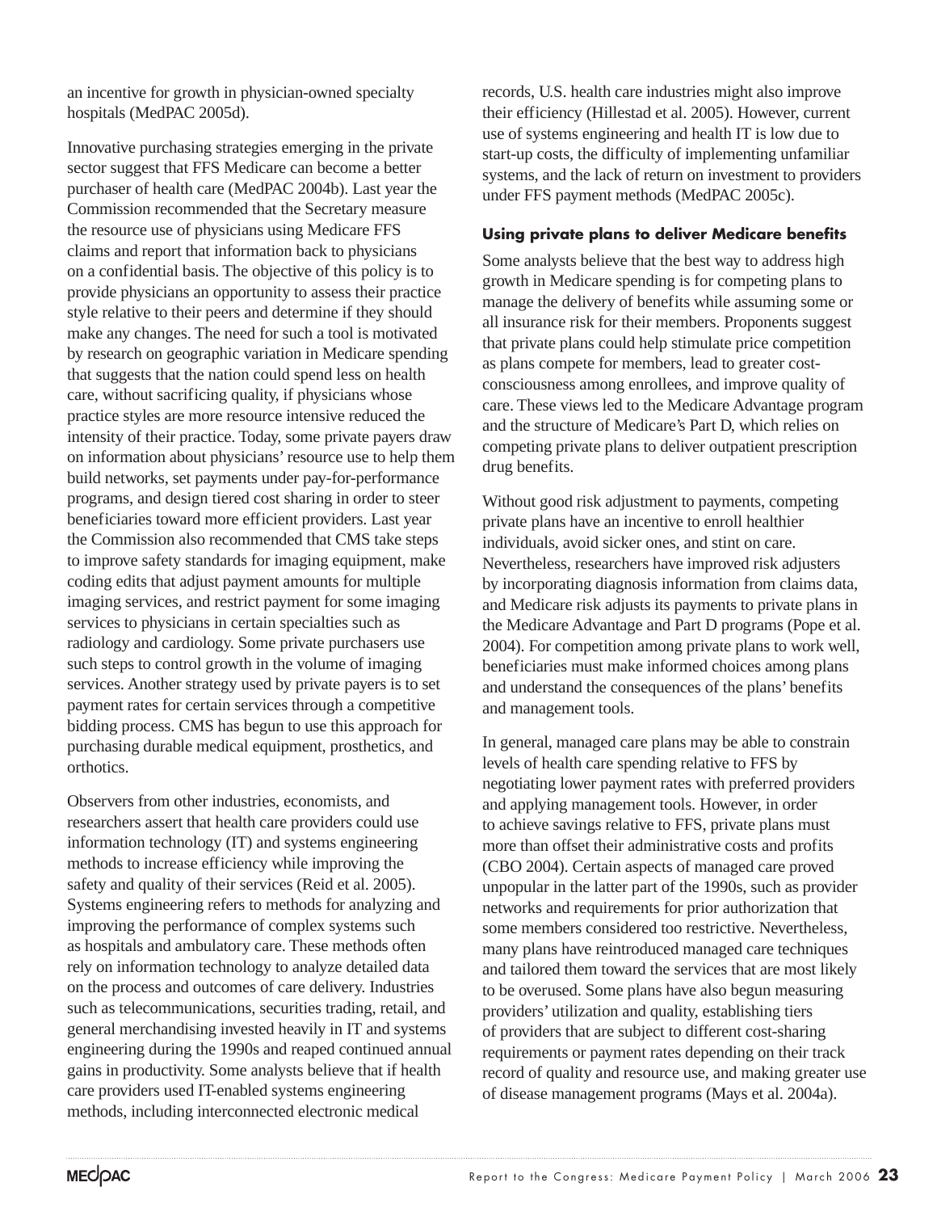an incentive for growth in physician-owned specialty hospitals (MedPAC 2005d).

Innovative purchasing strategies emerging in the private sector suggest that FFS Medicare can become a better purchaser of health care (MedPAC 2004b). Last year the Commission recommended that the Secretary measure the resource use of physicians using Medicare FFS claims and report that information back to physicians on a confidential basis. The objective of this policy is to provide physicians an opportunity to assess their practice style relative to their peers and determine if they should make any changes. The need for such a tool is motivated by research on geographic variation in Medicare spending that suggests that the nation could spend less on health care, without sacrificing quality, if physicians whose practice styles are more resource intensive reduced the intensity of their practice. Today, some private payers draw on information about physicians' resource use to help them build networks, set payments under pay-for-performance programs, and design tiered cost sharing in order to steer beneficiaries toward more efficient providers. Last year the Commission also recommended that CMS take steps to improve safety standards for imaging equipment, make coding edits that adjust payment amounts for multiple imaging services, and restrict payment for some imaging services to physicians in certain specialties such as radiology and cardiology. Some private purchasers use such steps to control growth in the volume of imaging services. Another strategy used by private payers is to set payment rates for certain services through a competitive bidding process. CMS has begun to use this approach for purchasing durable medical equipment, prosthetics, and orthotics.

Observers from other industries, economists, and researchers assert that health care providers could use information technology (IT) and systems engineering methods to increase efficiency while improving the safety and quality of their services (Reid et al. 2005). Systems engineering refers to methods for analyzing and improving the performance of complex systems such as hospitals and ambulatory care. These methods often rely on information technology to analyze detailed data on the process and outcomes of care delivery. Industries such as telecommunications, securities trading, retail, and general merchandising invested heavily in IT and systems engineering during the 1990s and reaped continued annual gains in productivity. Some analysts believe that if health care providers used IT-enabled systems engineering methods, including interconnected electronic medical records, U.S. health care industries might also improve their efficiency (Hillestad et al. 2005). However, current use of systems engineering and health IT is low due to start-up costs, the difficulty of implementing unfamiliar systems, and the lack of return on investment to providers under FFS payment methods (MedPAC 2005c).

#### Using private plans to deliver Medicare benefits

Some analysts believe that the best way to address high growth in Medicare spending is for competing plans to manage the delivery of benefits while assuming some or all insurance risk for their members. Proponents suggest that private plans could help stimulate price competition as plans compete for members, lead to greater cost-consciousness among enrollees, and improve quality of care. These views led to the Medicare Advantage program and the structure of Medicare's Part D, which relies on competing private plans to deliver outpatient prescription drug benefits.

Without good risk adjustment to payments, competing private plans have an incentive to enroll healthier individuals, avoid sicker ones, and stint on care. Nevertheless, researchers have improved risk adjusters by incorporating diagnosis information from claims data, and Medicare risk adjusts its payments to private plans in the Medicare Advantage and Part D programs (Pope et al. 2004). For competition among private plans to work well, beneficiaries must make informed choices among plans and understand the consequences of the plans' benefits and management tools.

In general, managed care plans may be able to constrain levels of health care spending relative to FFS by negotiating lower payment rates with preferred providers and applying management tools. However, in order to achieve savings relative to FFS, private plans must more than offset their administrative costs and profits (CBO 2004). Certain aspects of managed care proved unpopular in the latter part of the 1990s, such as provider networks and requirements for prior authorization that some members considered too restrictive. Nevertheless, many plans have reintroduced managed care techniques and tailored them toward the services that are most likely to be overused. Some plans have also begun measuring providers' utilization and quality, establishing tiers of providers that are subject to different cost-sharing requirements or payment rates depending on their track record of quality and resource use, and making greater use of disease management programs (Mays et al. 2004a).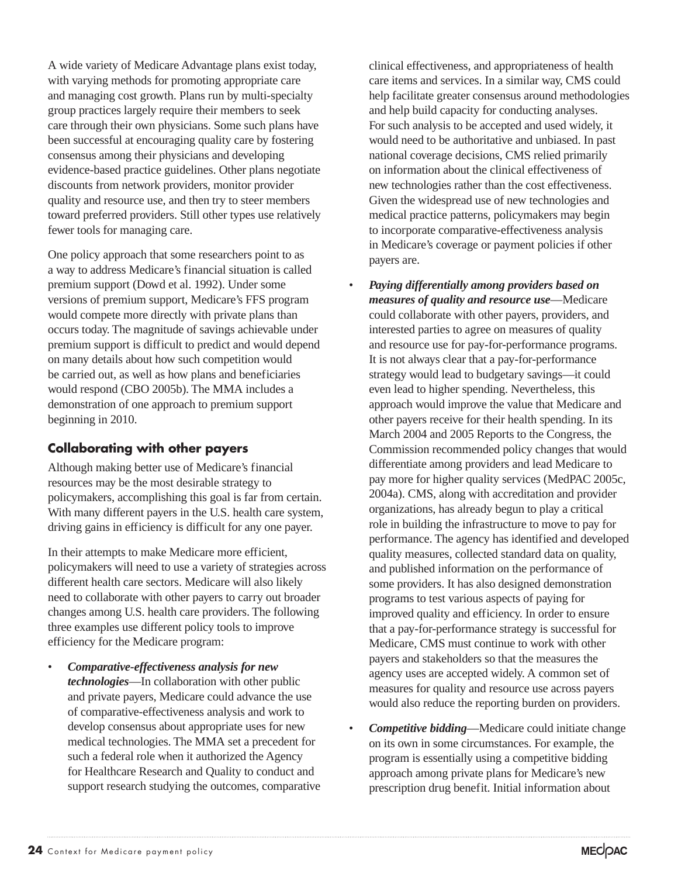A wide variety of Medicare Advantage plans exist today, with varying methods for promoting appropriate care and managing cost growth. Plans run by multi-specialty group practices largely require their members to seek care through their own physicians. Some such plans have been successful at encouraging quality care by fostering consensus among their physicians and developing evidence-based practice guidelines. Other plans negotiate discounts from network providers, monitor provider quality and resource use, and then try to steer members toward preferred providers. Still other types use relatively fewer tools for managing care.

One policy approach that some researchers point to as a way to address Medicare's financial situation is called premium support (Dowd et al. 1992). Under some versions of premium support, Medicare's FFS program would compete more directly with private plans than occurs today. The magnitude of savings achievable under premium support is difficult to predict and would depend on many details about how such competition would be carried out, as well as how plans and beneficiaries would respond (CBO 2005b). The MMA includes a demonstration of one approach to premium support beginning in 2010.

## Collaborating with other payers

Although making better use of Medicare's financial resources may be the most desirable strategy to policymakers, accomplishing this goal is far from certain. With many different payers in the U.S. health care system, driving gains in efficiency is difficult for any one payer.

In their attempts to make Medicare more efficient, policymakers will need to use a variety of strategies across different health care sectors. Medicare will also likely need to collaborate with other payers to carry out broader changes among U.S. health care providers. The following three examples use different policy tools to improve efficiency for the Medicare program:

- ***Comparative-effectiveness analysis for new technologies***—In collaboration with other public and private payers, Medicare could advance the use of comparative-effectiveness analysis and work to develop consensus about appropriate uses for new medical technologies. The MMA set a precedent for such a federal role when it authorized the Agency for Healthcare Research and Quality to conduct and support research studying the outcomes, comparative clinical effectiveness, and appropriateness of health care items and services. In a similar way, CMS could help facilitate greater consensus around methodologies and help build capacity for conducting analyses. For such analysis to be accepted and used widely, it would need to be authoritative and unbiased. In past national coverage decisions, CMS relied primarily on information about the clinical effectiveness of new technologies rather than the cost effectiveness. Given the widespread use of new technologies and medical practice patterns, policymakers may begin to incorporate comparative-effectiveness analysis in Medicare's coverage or payment policies if other payers are.
- ***Paying differentially among providers based on measures of quality and resource use***—Medicare could collaborate with other payers, providers, and interested parties to agree on measures of quality and resource use for pay-for-performance programs. It is not always clear that a pay-for-performance strategy would lead to budgetary savings—it could even lead to higher spending. Nevertheless, this approach would improve the value that Medicare and other payers receive for their health spending. In its March 2004 and 2005 Reports to the Congress, the Commission recommended policy changes that would differentiate among providers and lead Medicare to pay more for higher quality services (MedPAC 2005c, 2004a). CMS, along with accreditation and provider organizations, has already begun to play a critical role in building the infrastructure to move to pay for performance. The agency has identified and developed quality measures, collected standard data on quality, and published information on the performance of some providers. It has also designed demonstration programs to test various aspects of paying for improved quality and efficiency. In order to ensure that a pay-for-performance strategy is successful for Medicare, CMS must continue to work with other payers and stakeholders so that the measures the agency uses are accepted widely. A common set of measures for quality and resource use across payers would also reduce the reporting burden on providers.
- ***Competitive bidding***—Medicare could initiate change on its own in some circumstances. For example, the program is essentially using a competitive bidding approach among private plans for Medicare's new prescription drug benefit. Initial information about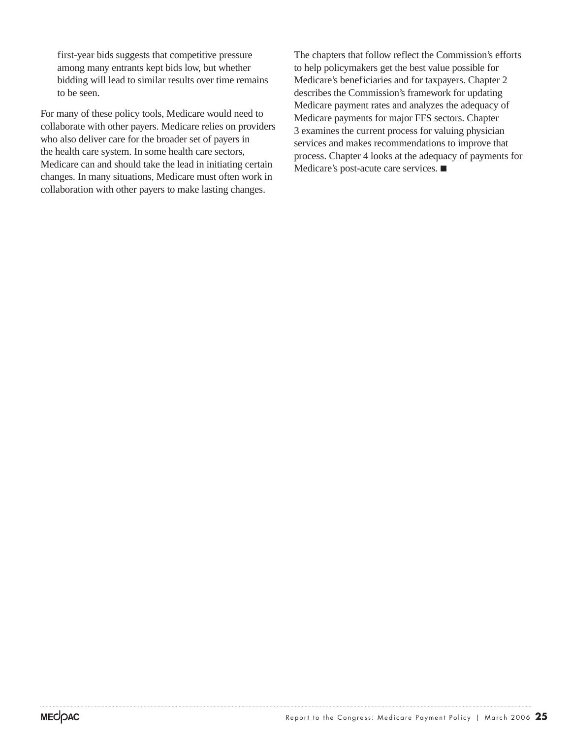first-year bids suggests that competitive pressure among many entrants kept bids low, but whether bidding will lead to similar results over time remains to be seen.

For many of these policy tools, Medicare would need to collaborate with other payers. Medicare relies on providers who also deliver care for the broader set of payers in the health care system. In some health care sectors, Medicare can and should take the lead in initiating certain changes. In many situations, Medicare must often work in collaboration with other payers to make lasting changes.

The chapters that follow reflect the Commission's efforts to help policymakers get the best value possible for Medicare's beneficiaries and for taxpayers. Chapter 2 describes the Commission's framework for updating Medicare payment rates and analyzes the adequacy of Medicare payments for major FFS sectors. Chapter 3 examines the current process for valuing physician services and makes recommendations to improve that process. Chapter 4 looks at the adequacy of payments for Medicare's post-acute care services. ■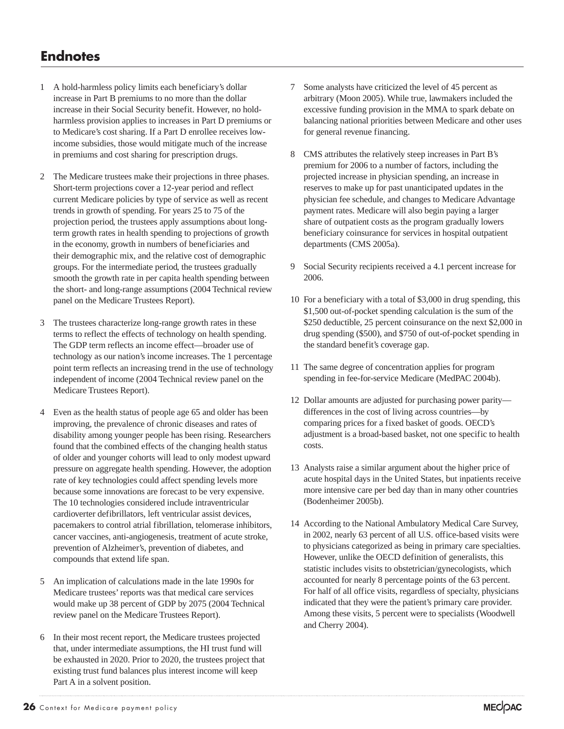## Endnotes

1. A hold-harmless policy limits each beneficiary's dollar increase in Part B premiums to no more than the dollar increase in their Social Security benefit. However, no hold-harmless provision applies to increases in Part D premiums or to Medicare's cost sharing. If a Part D enrollee receives low-income subsidies, those would mitigate much of the increase in premiums and cost sharing for prescription drugs.

2. The Medicare trustees make their projections in three phases. Short-term projections cover a 12-year period and reflect current Medicare policies by type of service as well as recent trends in growth of spending. For years 25 to 75 of the projection period, the trustees apply assumptions about long-term growth rates in health spending to projections of growth in the economy, growth in numbers of beneficiaries and their demographic mix, and the relative cost of demographic groups. For the intermediate period, the trustees gradually smooth the growth rate in per capita health spending between the short- and long-range assumptions (2004 Technical review panel on the Medicare Trustees Report).

3. The trustees characterize long-range growth rates in these terms to reflect the effects of technology on health spending. The GDP term reflects an income effect—broader use of technology as our nation's income increases. The 1 percentage point term reflects an increasing trend in the use of technology independent of income (2004 Technical review panel on the Medicare Trustees Report).

4. Even as the health status of people age 65 and older has been improving, the prevalence of chronic diseases and rates of disability among younger people has been rising. Researchers found that the combined effects of the changing health status of older and younger cohorts will lead to only modest upward pressure on aggregate health spending. However, the adoption rate of key technologies could affect spending levels more because some innovations are forecast to be very expensive. The 10 technologies considered include intraventricular cardioverter defibrillators, left ventricular assist devices, pacemakers to control atrial fibrillation, telomerase inhibitors, cancer vaccines, anti-angiogenesis, treatment of acute stroke, prevention of Alzheimer's, prevention of diabetes, and compounds that extend life span.

5. An implication of calculations made in the late 1990s for Medicare trustees' reports was that medical care services would make up 38 percent of GDP by 2075 (2004 Technical review panel on the Medicare Trustees Report).

6. In their most recent report, the Medicare trustees projected that, under intermediate assumptions, the HI trust fund will be exhausted in 2020. Prior to 2020, the trustees project that existing trust fund balances plus interest income will keep Part A in a solvent position.

7. Some analysts have criticized the level of 45 percent as arbitrary (Moon 2005). While true, lawmakers included the excessive funding provision in the MMA to spark debate on balancing national priorities between Medicare and other uses for general revenue financing.

8. CMS attributes the relatively steep increases in Part B's premium for 2006 to a number of factors, including the projected increase in physician spending, an increase in reserves to make up for past unanticipated updates in the physician fee schedule, and changes to Medicare Advantage payment rates. Medicare will also begin paying a larger share of outpatient costs as the program gradually lowers beneficiary coinsurance for services in hospital outpatient departments (CMS 2005a).

9. Social Security recipients received a 4.1 percent increase for 2006.

10. For a beneficiary with a total of $3,000 in drug spending, this $1,500 out-of-pocket spending calculation is the sum of the $250 deductible, 25 percent coinsurance on the next $2,000 in drug spending ($500), and $750 of out-of-pocket spending in the standard benefit's coverage gap.

11. The same degree of concentration applies for program spending in fee-for-service Medicare (MedPAC 2004b).

12. Dollar amounts are adjusted for purchasing power parity—differences in the cost of living across countries—by comparing prices for a fixed basket of goods. OECD's adjustment is a broad-based basket, not one specific to health costs.

13. Analysts raise a similar argument about the higher price of acute hospital days in the United States, but inpatients receive more intensive care per bed day than in many other countries (Bodenheimer 2005b).

14. According to the National Ambulatory Medical Care Survey, in 2002, nearly 63 percent of all U.S. office-based visits were to physicians categorized as being in primary care specialties. However, unlike the OECD definition of generalists, this statistic includes visits to obstetrician/gynecologists, which accounted for nearly 8 percentage points of the 63 percent. For half of all office visits, regardless of specialty, physicians indicated that they were the patient's primary care provider. Among these visits, 5 percent were to specialists (Woodwell and Cherry 2004).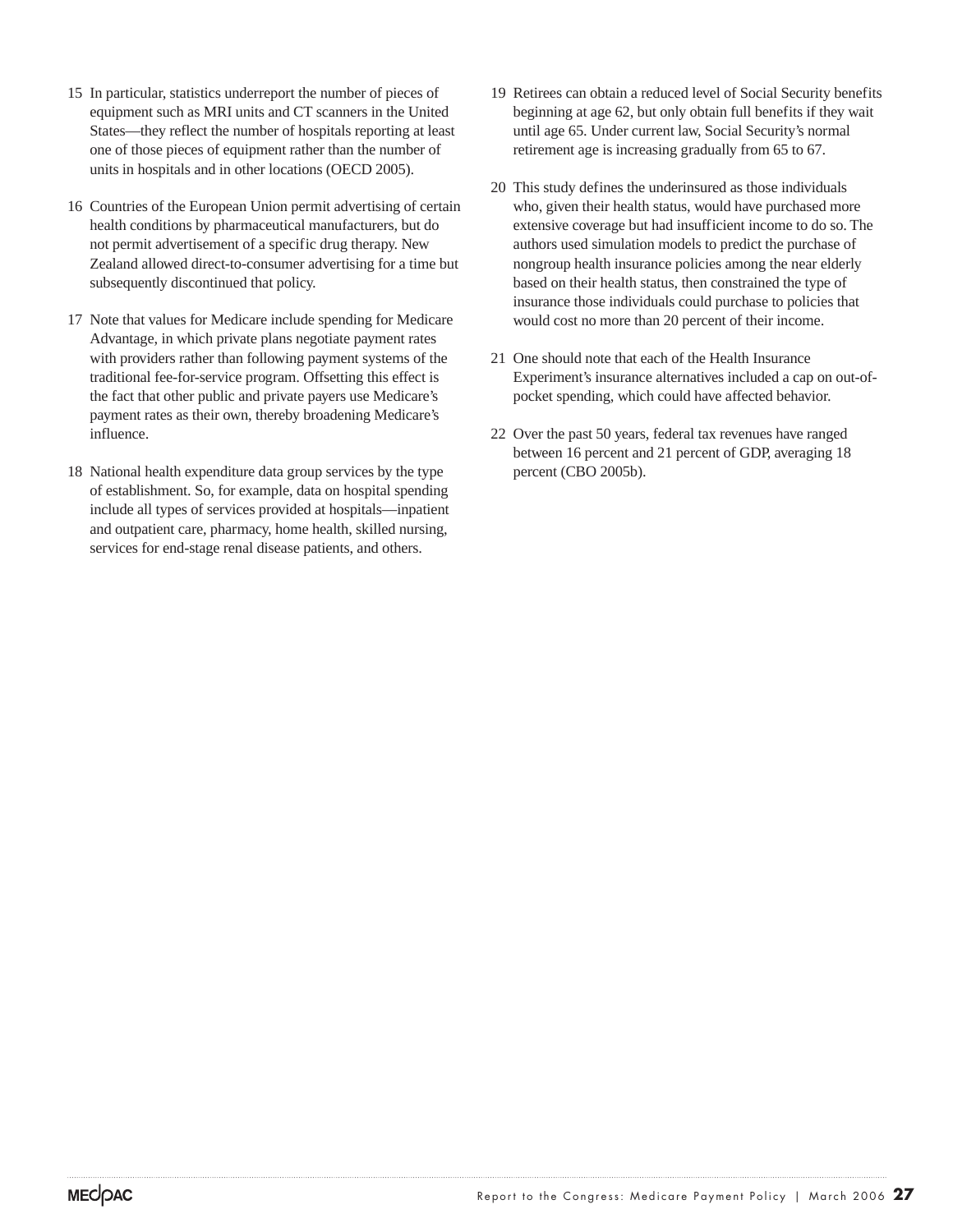15 In particular, statistics underreport the number of pieces of equipment such as MRI units and CT scanners in the United States—they reflect the number of hospitals reporting at least one of those pieces of equipment rather than the number of units in hospitals and in other locations (OECD 2005).

16 Countries of the European Union permit advertising of certain health conditions by pharmaceutical manufacturers, but do not permit advertisement of a specific drug therapy. New Zealand allowed direct-to-consumer advertising for a time but subsequently discontinued that policy.

17 Note that values for Medicare include spending for Medicare Advantage, in which private plans negotiate payment rates with providers rather than following payment systems of the traditional fee-for-service program. Offsetting this effect is the fact that other public and private payers use Medicare's payment rates as their own, thereby broadening Medicare's influence.

18 National health expenditure data group services by the type of establishment. So, for example, data on hospital spending include all types of services provided at hospitals—inpatient and outpatient care, pharmacy, home health, skilled nursing, services for end-stage renal disease patients, and others.

19 Retirees can obtain a reduced level of Social Security benefits beginning at age 62, but only obtain full benefits if they wait until age 65. Under current law, Social Security's normal retirement age is increasing gradually from 65 to 67.

20 This study defines the underinsured as those individuals who, given their health status, would have purchased more extensive coverage but had insufficient income to do so. The authors used simulation models to predict the purchase of nongroup health insurance policies among the near elderly based on their health status, then constrained the type of insurance those individuals could purchase to policies that would cost no more than 20 percent of their income.

21 One should note that each of the Health Insurance Experiment's insurance alternatives included a cap on out-of-pocket spending, which could have affected behavior.

22 Over the past 50 years, federal tax revenues have ranged between 16 percent and 21 percent of GDP, averaging 18 percent (CBO 2005b).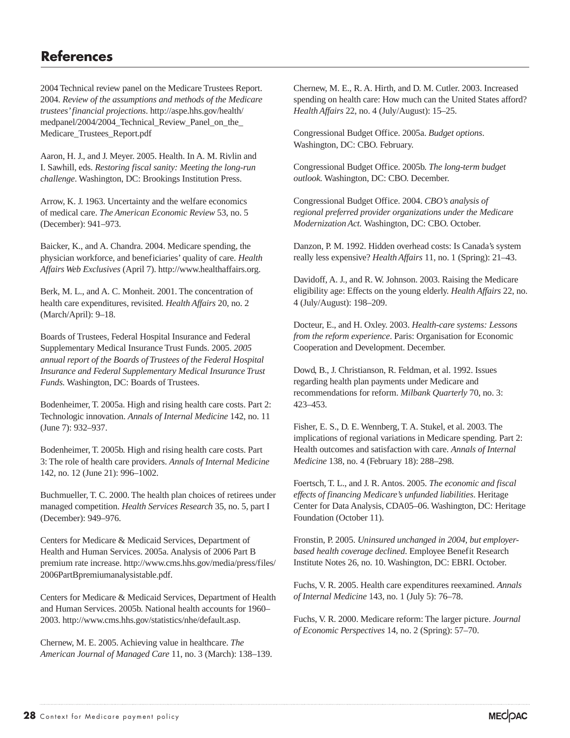## References

2004 Technical review panel on the Medicare Trustees Report. 2004. *Review of the assumptions and methods of the Medicare trustees' financial projections*. http://aspe.hhs.gov/health/medpanel/2004/2004_Technical_Review_Panel_on_the_Medicare_Trustees_Report.pdf

Aaron, H. J., and J. Meyer. 2005. Health. In A. M. Rivlin and I. Sawhill, eds. *Restoring fiscal sanity: Meeting the long-run challenge*. Washington, DC: Brookings Institution Press.

Arrow, K. J. 1963. Uncertainty and the welfare economics of medical care. *The American Economic Review* 53, no. 5 (December): 941–973.

Baicker, K., and A. Chandra. 2004. Medicare spending, the physician workforce, and beneficiaries' quality of care. *Health Affairs Web Exclusives* (April 7). http://www.healthaffairs.org.

Berk, M. L., and A. C. Monheit. 2001. The concentration of health care expenditures, revisited. *Health Affairs* 20, no. 2 (March/April): 9–18.

Boards of Trustees, Federal Hospital Insurance and Federal Supplementary Medical Insurance Trust Funds. 2005. *2005 annual report of the Boards of Trustees of the Federal Hospital Insurance and Federal Supplementary Medical Insurance Trust Funds.* Washington, DC: Boards of Trustees.

Bodenheimer, T. 2005a. High and rising health care costs. Part 2: Technologic innovation. *Annals of Internal Medicine* 142, no. 11 (June 7): 932–937.

Bodenheimer, T. 2005b. High and rising health care costs. Part 3: The role of health care providers. *Annals of Internal Medicine* 142, no. 12 (June 21): 996–1002.

Buchmueller, T. C. 2000. The health plan choices of retirees under managed competition. *Health Services Research* 35, no. 5, part I (December): 949–976.

Centers for Medicare & Medicaid Services, Department of Health and Human Services. 2005a. Analysis of 2006 Part B premium rate increase. http://www.cms.hhs.gov/media/press/files/2006PartBpremiumanalysistable.pdf.

Centers for Medicare & Medicaid Services, Department of Health and Human Services. 2005b. National health accounts for 1960–2003. http://www.cms.hhs.gov/statistics/nhe/default.asp.

Chernew, M. E. 2005. Achieving value in healthcare. *The American Journal of Managed Care* 11, no. 3 (March): 138–139.

Chernew, M. E., R. A. Hirth, and D. M. Cutler. 2003. Increased spending on health care: How much can the United States afford? *Health Affairs* 22, no. 4 (July/August): 15–25.

Congressional Budget Office. 2005a. *Budget options*. Washington, DC: CBO. February.

Congressional Budget Office. 2005b. *The long-term budget outlook.* Washington, DC: CBO. December.

Congressional Budget Office. 2004. *CBO's analysis of regional preferred provider organizations under the Medicare Modernization Act.* Washington, DC: CBO. October.

Danzon, P. M. 1992. Hidden overhead costs: Is Canada's system really less expensive? *Health Affairs* 11, no. 1 (Spring): 21–43.

Davidoff, A. J., and R. W. Johnson. 2003. Raising the Medicare eligibility age: Effects on the young elderly. *Health Affairs* 22, no. 4 (July/August): 198–209.

Docteur, E., and H. Oxley. 2003. *Health-care systems: Lessons from the reform experience*. Paris: Organisation for Economic Cooperation and Development. December.

Dowd, B., J. Christianson, R. Feldman, et al. 1992. Issues regarding health plan payments under Medicare and recommendations for reform. *Milbank Quarterly* 70, no. 3: 423–453.

Fisher, E. S., D. E. Wennberg, T. A. Stukel, et al. 2003. The implications of regional variations in Medicare spending. Part 2: Health outcomes and satisfaction with care. *Annals of Internal Medicine* 138, no. 4 (February 18): 288–298.

Foertsch, T. L., and J. R. Antos. 2005. *The economic and fiscal effects of financing Medicare's unfunded liabilities*. Heritage Center for Data Analysis, CDA05–06. Washington, DC: Heritage Foundation (October 11).

Fronstin, P. 2005. *Uninsured unchanged in 2004, but employer-based health coverage declined*. Employee Benefit Research Institute Notes 26, no. 10. Washington, DC: EBRI. October.

Fuchs, V. R. 2005. Health care expenditures reexamined. *Annals of Internal Medicine* 143, no. 1 (July 5): 76–78.

Fuchs, V. R. 2000. Medicare reform: The larger picture. *Journal of Economic Perspectives* 14, no. 2 (Spring): 57–70.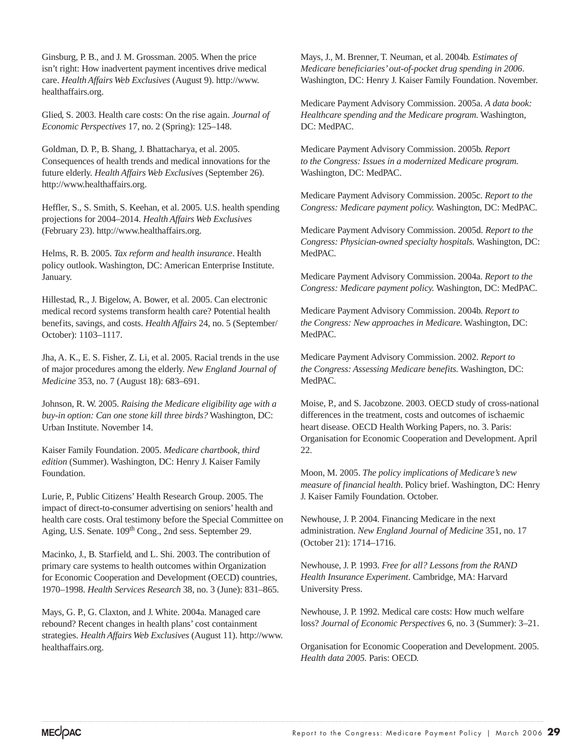Ginsburg, P. B., and J. M. Grossman. 2005. When the price isn't right: How inadvertent payment incentives drive medical care. *Health Affairs Web Exclusives* (August 9). http://www.healthaffairs.org.

Glied, S. 2003. Health care costs: On the rise again. *Journal of Economic Perspectives* 17, no. 2 (Spring): 125–148.

Goldman, D. P., B. Shang, J. Bhattacharya, et al. 2005. Consequences of health trends and medical innovations for the future elderly. *Health Affairs Web Exclusives* (September 26). http://www.healthaffairs.org.

Heffler, S., S. Smith, S. Keehan, et al. 2005. U.S. health spending projections for 2004–2014. *Health Affairs Web Exclusives* (February 23). http://www.healthaffairs.org.

Helms, R. B. 2005. *Tax reform and health insurance*. Health policy outlook. Washington, DC: American Enterprise Institute. January.

Hillestad, R., J. Bigelow, A. Bower, et al. 2005. Can electronic medical record systems transform health care? Potential health benefits, savings, and costs. *Health Affairs* 24, no. 5 (September/October): 1103–1117.

Jha, A. K., E. S. Fisher, Z. Li, et al. 2005. Racial trends in the use of major procedures among the elderly. *New England Journal of Medicine* 353, no. 7 (August 18): 683–691.

Johnson, R. W. 2005. *Raising the Medicare eligibility age with a buy-in option: Can one stone kill three birds?* Washington, DC: Urban Institute. November 14.

Kaiser Family Foundation. 2005. *Medicare chartbook, third edition* (Summer). Washington, DC: Henry J. Kaiser Family Foundation.

Lurie, P., Public Citizens' Health Research Group. 2005. The impact of direct-to-consumer advertising on seniors' health and health care costs. Oral testimony before the Special Committee on Aging, U.S. Senate. 109th Cong., 2nd sess. September 29.

Macinko, J., B. Starfield, and L. Shi. 2003. The contribution of primary care systems to health outcomes within Organization for Economic Cooperation and Development (OECD) countries, 1970–1998. *Health Services Research* 38, no. 3 (June): 831–865.

Mays, G. P., G. Claxton, and J. White. 2004a. Managed care rebound? Recent changes in health plans' cost containment strategies. *Health Affairs Web Exclusives* (August 11). http://www.healthaffairs.org.

Mays, J., M. Brenner, T. Neuman, et al. 2004b. *Estimates of Medicare beneficiaries' out-of-pocket drug spending in 2006*. Washington, DC: Henry J. Kaiser Family Foundation. November.

Medicare Payment Advisory Commission. 2005a. *A data book: Healthcare spending and the Medicare program.* Washington, DC: MedPAC.

Medicare Payment Advisory Commission. 2005b. *Report to the Congress: Issues in a modernized Medicare program.* Washington, DC: MedPAC.

Medicare Payment Advisory Commission. 2005c. *Report to the Congress: Medicare payment policy.* Washington, DC: MedPAC.

Medicare Payment Advisory Commission. 2005d. *Report to the Congress: Physician-owned specialty hospitals.* Washington, DC: MedPAC.

Medicare Payment Advisory Commission. 2004a. *Report to the Congress: Medicare payment policy.* Washington, DC: MedPAC.

Medicare Payment Advisory Commission. 2004b. *Report to the Congress: New approaches in Medicare.* Washington, DC: MedPAC.

Medicare Payment Advisory Commission. 2002. *Report to the Congress: Assessing Medicare benefits.* Washington, DC: MedPAC.

Moise, P., and S. Jacobzone. 2003. OECD study of cross-national differences in the treatment, costs and outcomes of ischaemic heart disease. OECD Health Working Papers, no. 3. Paris: Organisation for Economic Cooperation and Development. April 22.

Moon, M. 2005. *The policy implications of Medicare's new measure of financial health*. Policy brief. Washington, DC: Henry J. Kaiser Family Foundation. October.

Newhouse, J. P. 2004. Financing Medicare in the next administration. *New England Journal of Medicine* 351, no. 17 (October 21): 1714–1716.

Newhouse, J. P. 1993. *Free for all? Lessons from the RAND Health Insurance Experiment*. Cambridge, MA: Harvard University Press.

Newhouse, J. P. 1992. Medical care costs: How much welfare loss? *Journal of Economic Perspectives* 6, no. 3 (Summer): 3–21.

Organisation for Economic Cooperation and Development. 2005. *Health data 2005.* Paris: OECD.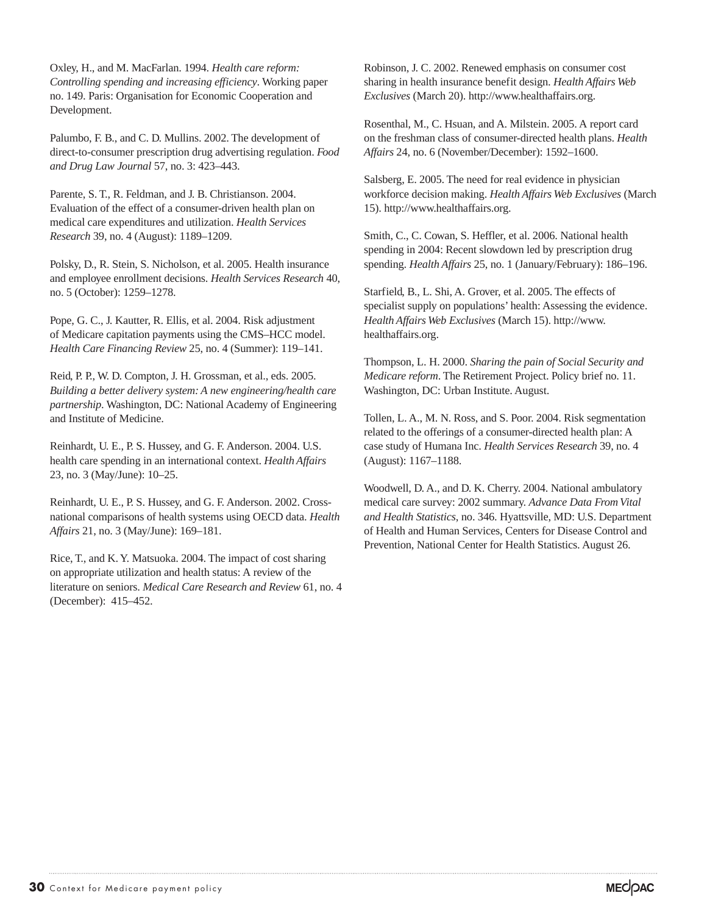Oxley, H., and M. MacFarlan. 1994. *Health care reform: Controlling spending and increasing efficiency*. Working paper no. 149. Paris: Organisation for Economic Cooperation and Development.

Palumbo, F. B., and C. D. Mullins. 2002. The development of direct-to-consumer prescription drug advertising regulation. *Food and Drug Law Journal* 57, no. 3: 423–443.

Parente, S. T., R. Feldman, and J. B. Christianson. 2004. Evaluation of the effect of a consumer-driven health plan on medical care expenditures and utilization. *Health Services Research* 39, no. 4 (August): 1189–1209.

Polsky, D., R. Stein, S. Nicholson, et al. 2005. Health insurance and employee enrollment decisions. *Health Services Research* 40, no. 5 (October): 1259–1278.

Pope, G. C., J. Kautter, R. Ellis, et al. 2004. Risk adjustment of Medicare capitation payments using the CMS–HCC model. *Health Care Financing Review* 25, no. 4 (Summer): 119–141.

Reid, P. P., W. D. Compton, J. H. Grossman, et al., eds. 2005. *Building a better delivery system: A new engineering/health care partnership*. Washington, DC: National Academy of Engineering and Institute of Medicine.

Reinhardt, U. E., P. S. Hussey, and G. F. Anderson. 2004. U.S. health care spending in an international context. *Health Affairs* 23, no. 3 (May/June): 10–25.

Reinhardt, U. E., P. S. Hussey, and G. F. Anderson. 2002. Cross-national comparisons of health systems using OECD data. *Health Affairs* 21, no. 3 (May/June): 169–181.

Rice, T., and K. Y. Matsuoka. 2004. The impact of cost sharing on appropriate utilization and health status: A review of the literature on seniors. *Medical Care Research and Review* 61, no. 4 (December): 415–452.

Robinson, J. C. 2002. Renewed emphasis on consumer cost sharing in health insurance benefit design. *Health Affairs Web Exclusives* (March 20). http://www.healthaffairs.org.

Rosenthal, M., C. Hsuan, and A. Milstein. 2005. A report card on the freshman class of consumer-directed health plans. *Health Affairs* 24, no. 6 (November/December): 1592–1600.

Salsberg, E. 2005. The need for real evidence in physician workforce decision making. *Health Affairs Web Exclusives* (March 15). http://www.healthaffairs.org.

Smith, C., C. Cowan, S. Heffler, et al. 2006. National health spending in 2004: Recent slowdown led by prescription drug spending. *Health Affairs* 25, no. 1 (January/February): 186–196.

Starfield, B., L. Shi, A. Grover, et al. 2005. The effects of specialist supply on populations' health: Assessing the evidence. *Health Affairs Web Exclusives* (March 15). http://www.healthaffairs.org.

Thompson, L. H. 2000. *Sharing the pain of Social Security and Medicare reform*. The Retirement Project. Policy brief no. 11. Washington, DC: Urban Institute. August.

Tollen, L. A., M. N. Ross, and S. Poor. 2004. Risk segmentation related to the offerings of a consumer-directed health plan: A case study of Humana Inc. *Health Services Research* 39, no. 4 (August): 1167–1188.

Woodwell, D. A., and D. K. Cherry. 2004. National ambulatory medical care survey: 2002 summary. *Advance Data From Vital and Health Statistics*, no. 346. Hyattsville, MD: U.S. Department of Health and Human Services, Centers for Disease Control and Prevention, National Center for Health Statistics. August 26.